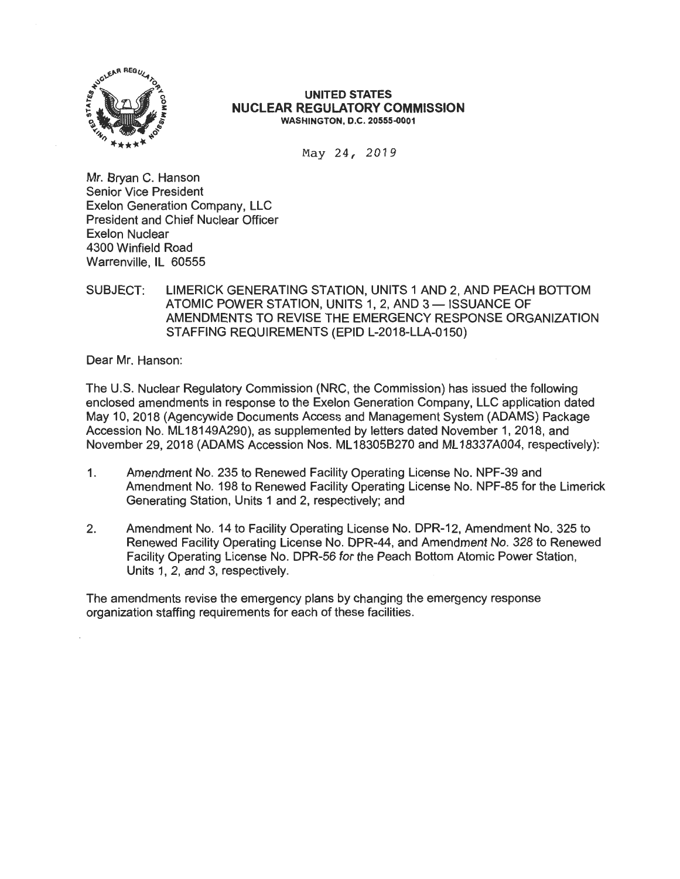**UNITED STATES**
**NUCLEAR REGULATORY COMMISSION**
**WASHINGTON, D.C. 20555-0001**

May 24, 2019

Mr. Bryan C. Hanson
Senior Vice President
Exelon Generation Company, LLC
President and Chief Nuclear Officer
Exelon Nuclear
4300 Winfield Road
Warrenville, IL 60555

SUBJECT: LIMERICK GENERATING STATION, UNITS 1 AND 2, AND PEACH BOTTOM ATOMIC POWER STATION, UNITS 1, 2, AND 3 — ISSUANCE OF AMENDMENTS TO REVISE THE EMERGENCY RESPONSE ORGANIZATION STAFFING REQUIREMENTS (EPID L-2018-LLA-0150)

Dear Mr. Hanson:

The U.S. Nuclear Regulatory Commission (NRC, the Commission) has issued the following enclosed amendments in response to the Exelon Generation Company, LLC application dated May 10, 2018 (Agencywide Documents Access and Management System (ADAMS) Package Accession No. ML18149A290), as supplemented by letters dated November 1, 2018, and November 29, 2018 (ADAMS Accession Nos. ML18305B270 and ML18337A004, respectively):

1. Amendment No. 235 to Renewed Facility Operating License No. NPF-39 and Amendment No. 198 to Renewed Facility Operating License No. NPF-85 for the Limerick Generating Station, Units 1 and 2, respectively; and

2. Amendment No. 14 to Facility Operating License No. DPR-12, Amendment No. 325 to Renewed Facility Operating License No. DPR-44, and Amendment No. 328 to Renewed Facility Operating License No. DPR-56 for the Peach Bottom Atomic Power Station, Units 1, 2, and 3, respectively.

The amendments revise the emergency plans by changing the emergency response organization staffing requirements for each of these facilities.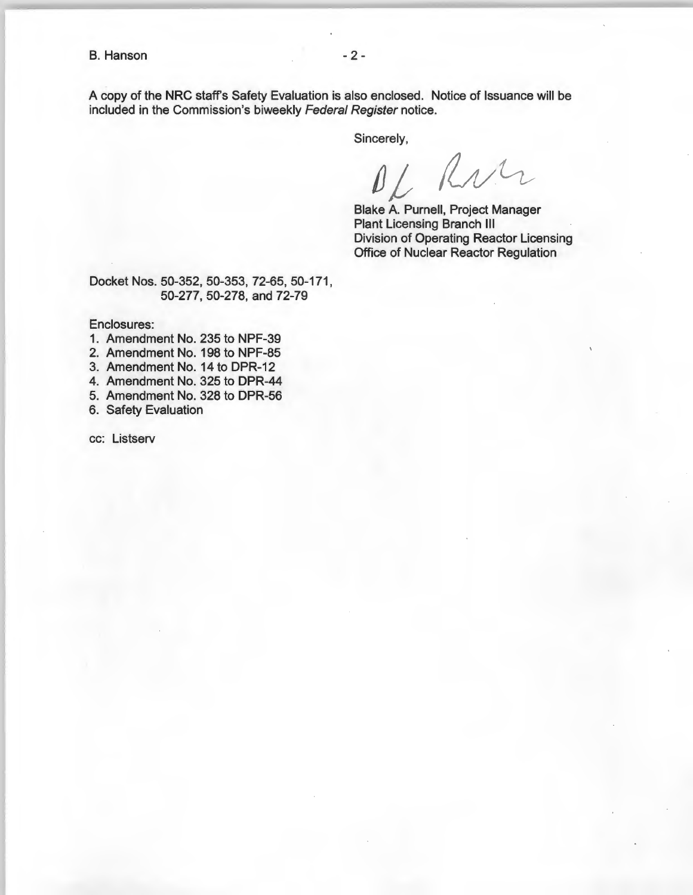A copy of the NRC staff's Safety Evaluation is also enclosed. Notice of Issuance will be included in the Commission's biweekly *Federal Register* notice.

Sincerely,

Blake A. Purnell, Project Manager
Plant Licensing Branch III
Division of Operating Reactor Licensing
Office of Nuclear Reactor Regulation

Docket Nos. 50-352, 50-353, 72-65, 50-171, 50-277, 50-278, and 72-79

Enclosures:

1. Amendment No. 235 to NPF-39
2. Amendment No. 198 to NPF-85
3. Amendment No. 14 to DPR-12
4. Amendment No. 325 to DPR-44
5. Amendment No. 328 to DPR-56
6. Safety Evaluation

cc: Listserv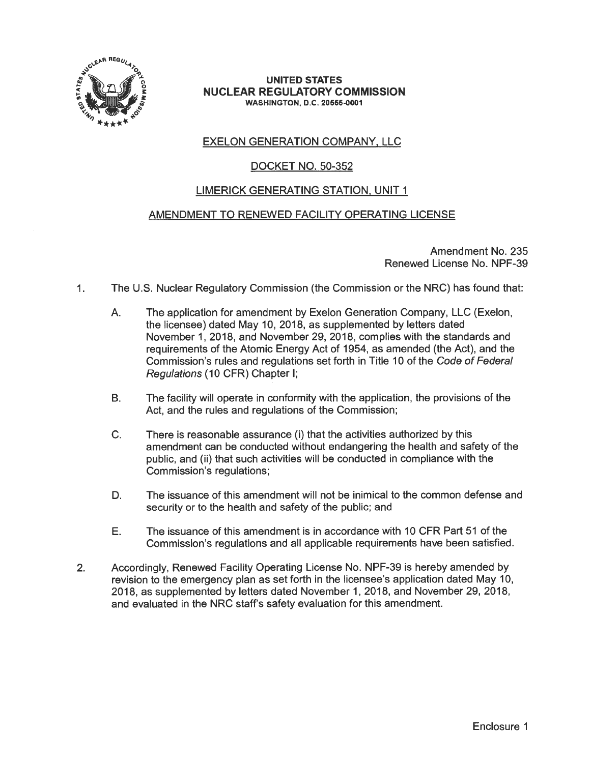**UNITED STATES**
**NUCLEAR REGULATORY COMMISSION**
**WASHINGTON, D.C. 20555-0001**

EXELON GENERATION COMPANY, LLC

DOCKET NO. 50-352

LIMERICK GENERATING STATION, UNIT 1

AMENDMENT TO RENEWED FACILITY OPERATING LICENSE

Amendment No. 235
Renewed License No. NPF-39

1. The U.S. Nuclear Regulatory Commission (the Commission or the NRC) has found that:

   A. The application for amendment by Exelon Generation Company, LLC (Exelon, the licensee) dated May 10, 2018, as supplemented by letters dated November 1, 2018, and November 29, 2018, complies with the standards and requirements of the Atomic Energy Act of 1954, as amended (the Act), and the Commission's rules and regulations set forth in Title 10 of the *Code of Federal Regulations* (10 CFR) Chapter I;

   B. The facility will operate in conformity with the application, the provisions of the Act, and the rules and regulations of the Commission;

   C. There is reasonable assurance (i) that the activities authorized by this amendment can be conducted without endangering the health and safety of the public, and (ii) that such activities will be conducted in compliance with the Commission's regulations;

   D. The issuance of this amendment will not be inimical to the common defense and security or to the health and safety of the public; and

   E. The issuance of this amendment is in accordance with 10 CFR Part 51 of the Commission's regulations and all applicable requirements have been satisfied.

2. Accordingly, Renewed Facility Operating License No. NPF-39 is hereby amended by revision to the emergency plan as set forth in the licensee's application dated May 10, 2018, as supplemented by letters dated November 1, 2018, and November 29, 2018, and evaluated in the NRC staff's safety evaluation for this amendment.

Enclosure 1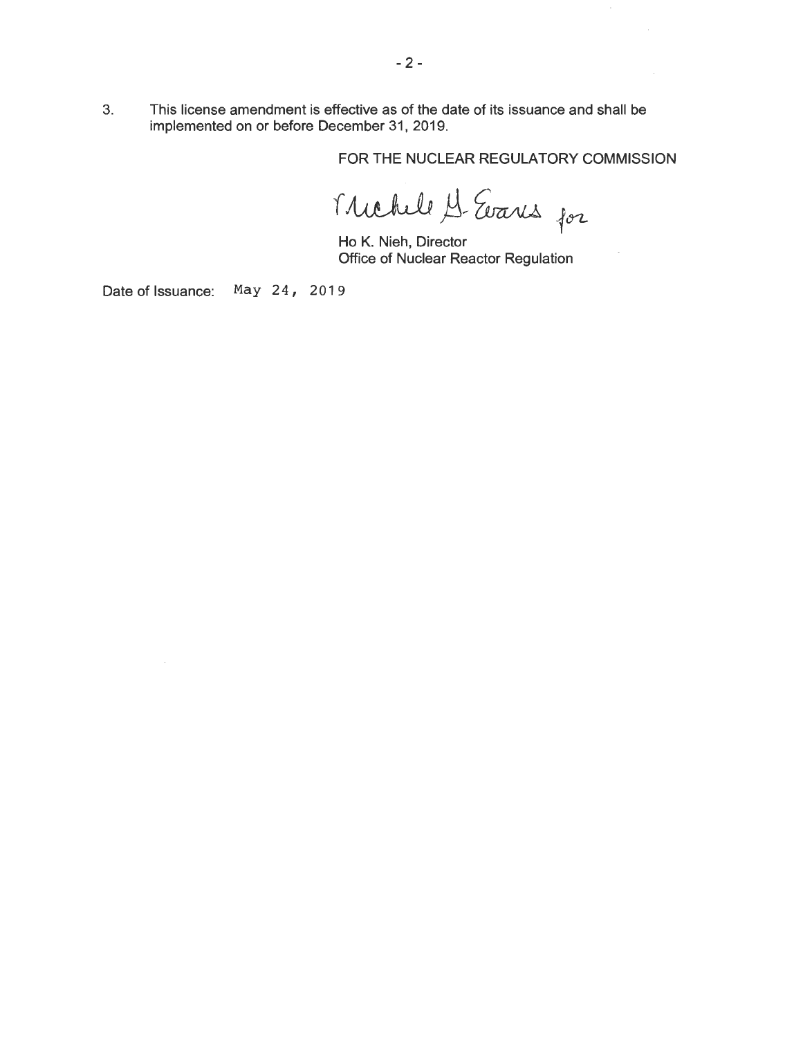3. This license amendment is effective as of the date of its issuance and shall be implemented on or before December 31, 2019.

FOR THE NUCLEAR REGULATORY COMMISSION

Michele G. Evans for

Ho K. Nieh, Director
Office of Nuclear Reactor Regulation

Date of Issuance: May 24, 2019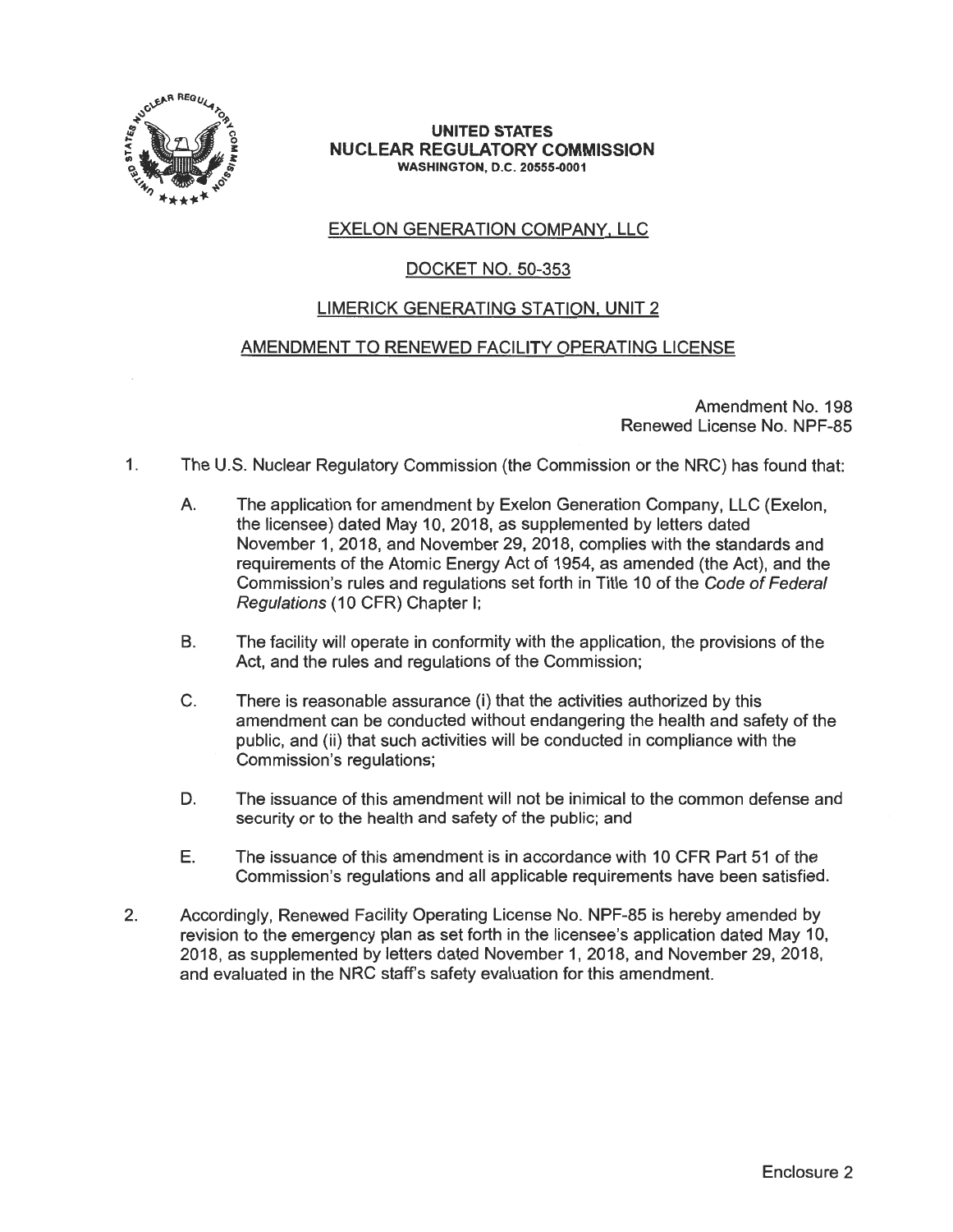**UNITED STATES**
**NUCLEAR REGULATORY COMMISSION**
**WASHINGTON, D.C. 20555-0001**

EXELON GENERATION COMPANY, LLC

DOCKET NO. 50-353

LIMERICK GENERATING STATION, UNIT 2

AMENDMENT TO RENEWED FACILITY OPERATING LICENSE

Amendment No. 198
Renewed License No. NPF-85

1. The U.S. Nuclear Regulatory Commission (the Commission or the NRC) has found that:

   A. The application for amendment by Exelon Generation Company, LLC (Exelon, the licensee) dated May 10, 2018, as supplemented by letters dated November 1, 2018, and November 29, 2018, complies with the standards and requirements of the Atomic Energy Act of 1954, as amended (the Act), and the Commission's rules and regulations set forth in Title 10 of the *Code of Federal Regulations* (10 CFR) Chapter I;

   B. The facility will operate in conformity with the application, the provisions of the Act, and the rules and regulations of the Commission;

   C. There is reasonable assurance (i) that the activities authorized by this amendment can be conducted without endangering the health and safety of the public, and (ii) that such activities will be conducted in compliance with the Commission's regulations;

   D. The issuance of this amendment will not be inimical to the common defense and security or to the health and safety of the public; and

   E. The issuance of this amendment is in accordance with 10 CFR Part 51 of the Commission's regulations and all applicable requirements have been satisfied.

2. Accordingly, Renewed Facility Operating License No. NPF-85 is hereby amended by revision to the emergency plan as set forth in the licensee's application dated May 10, 2018, as supplemented by letters dated November 1, 2018, and November 29, 2018, and evaluated in the NRC staff's safety evaluation for this amendment.

Enclosure 2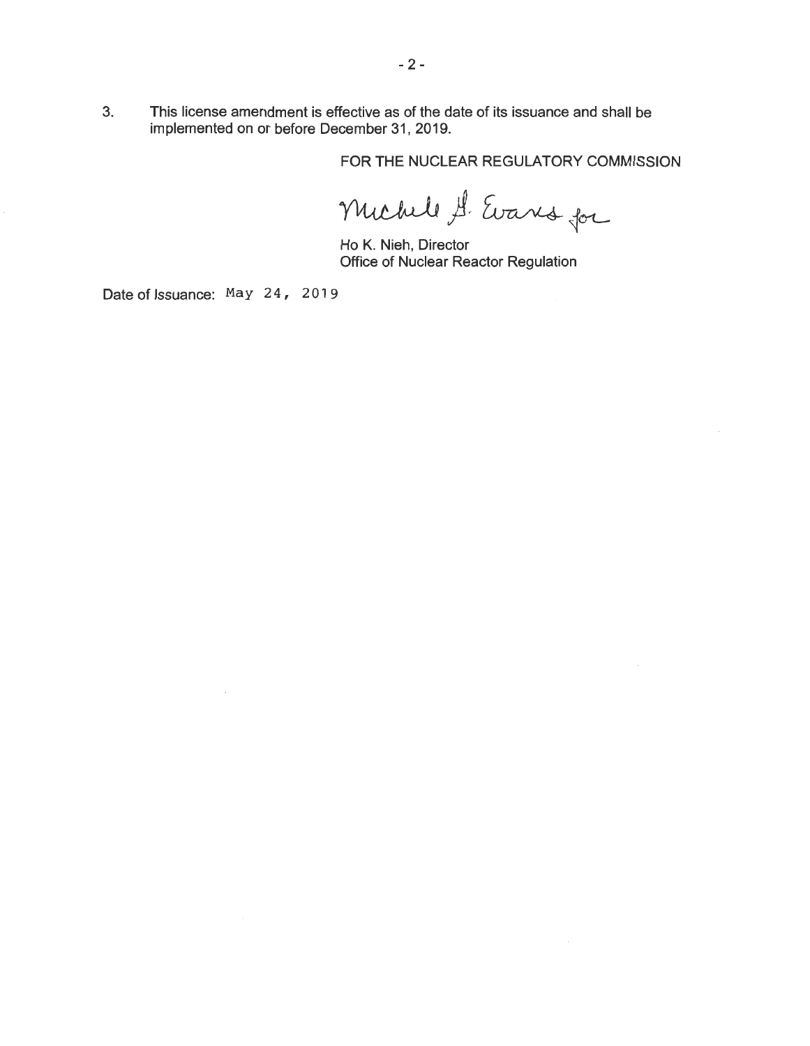3. This license amendment is effective as of the date of its issuance and shall be implemented on or before December 31, 2019.

FOR THE NUCLEAR REGULATORY COMMISSION

Michele G. Evans for

Ho K. Nieh, Director
Office of Nuclear Reactor Regulation

Date of Issuance: May 24, 2019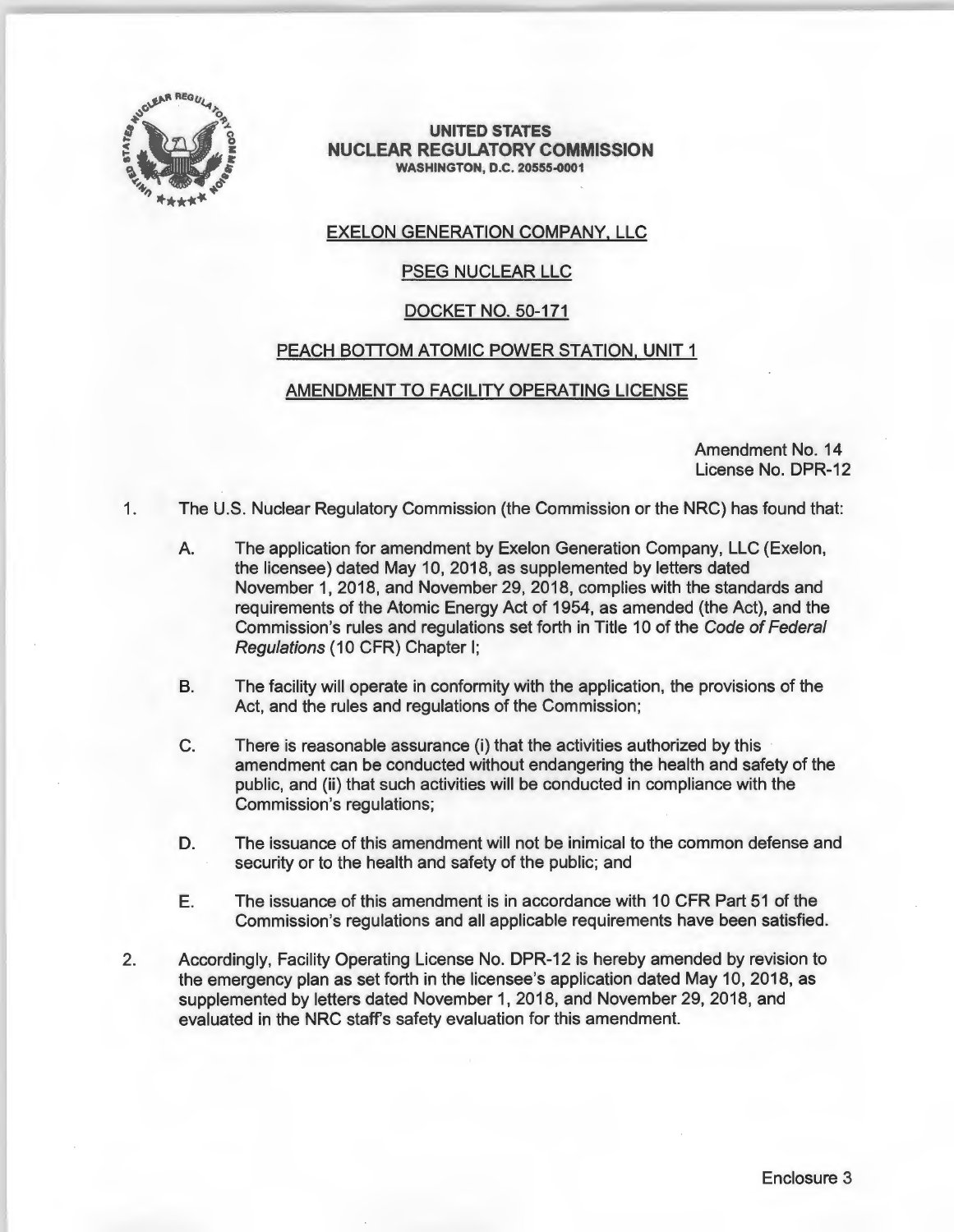**UNITED STATES**
**NUCLEAR REGULATORY COMMISSION**
**WASHINGTON, D.C. 20555-0001**

EXELON GENERATION COMPANY, LLC

PSEG NUCLEAR LLC

DOCKET NO. 50-171

PEACH BOTTOM ATOMIC POWER STATION, UNIT 1

AMENDMENT TO FACILITY OPERATING LICENSE

Amendment No. 14
License No. DPR-12

1. The U.S. Nuclear Regulatory Commission (the Commission or the NRC) has found that:

   A. The application for amendment by Exelon Generation Company, LLC (Exelon, the licensee) dated May 10, 2018, as supplemented by letters dated November 1, 2018, and November 29, 2018, complies with the standards and requirements of the Atomic Energy Act of 1954, as amended (the Act), and the Commission's rules and regulations set forth in Title 10 of the *Code of Federal Regulations* (10 CFR) Chapter I;

   B. The facility will operate in conformity with the application, the provisions of the Act, and the rules and regulations of the Commission;

   C. There is reasonable assurance (i) that the activities authorized by this amendment can be conducted without endangering the health and safety of the public, and (ii) that such activities will be conducted in compliance with the Commission's regulations;

   D. The issuance of this amendment will not be inimical to the common defense and security or to the health and safety of the public; and

   E. The issuance of this amendment is in accordance with 10 CFR Part 51 of the Commission's regulations and all applicable requirements have been satisfied.

2. Accordingly, Facility Operating License No. DPR-12 is hereby amended by revision to the emergency plan as set forth in the licensee's application dated May 10, 2018, as supplemented by letters dated November 1, 2018, and November 29, 2018, and evaluated in the NRC staff's safety evaluation for this amendment.

Enclosure 3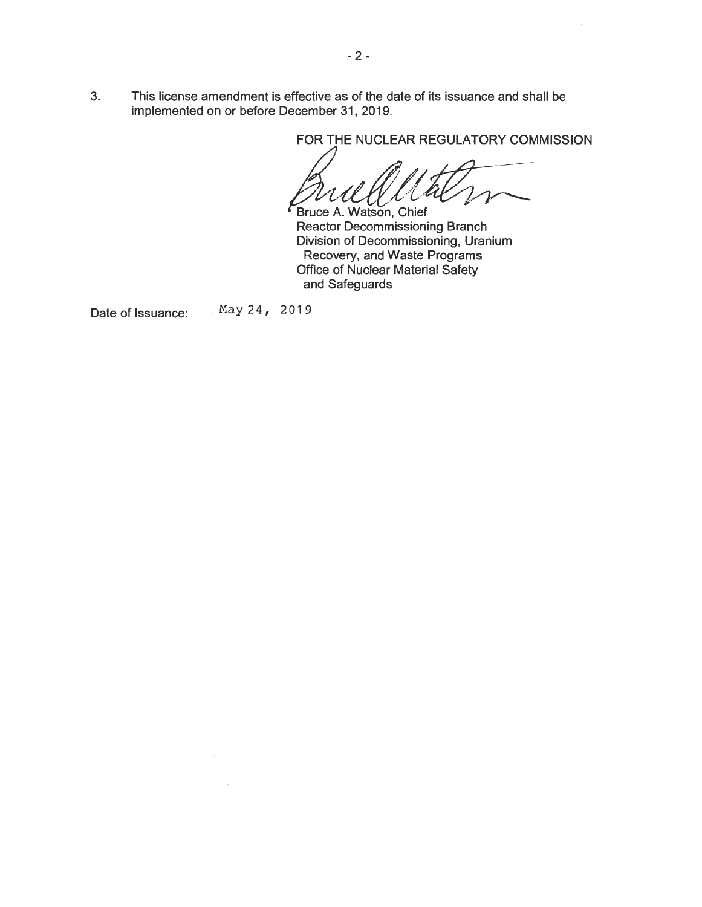3. This license amendment is effective as of the date of its issuance and shall be implemented on or before December 31, 2019.

FOR THE NUCLEAR REGULATORY COMMISSION

Bruce A. Watson, Chief
Reactor Decommissioning Branch
Division of Decommissioning, Uranium Recovery, and Waste Programs
Office of Nuclear Material Safety and Safeguards

Date of Issuance: May 24, 2019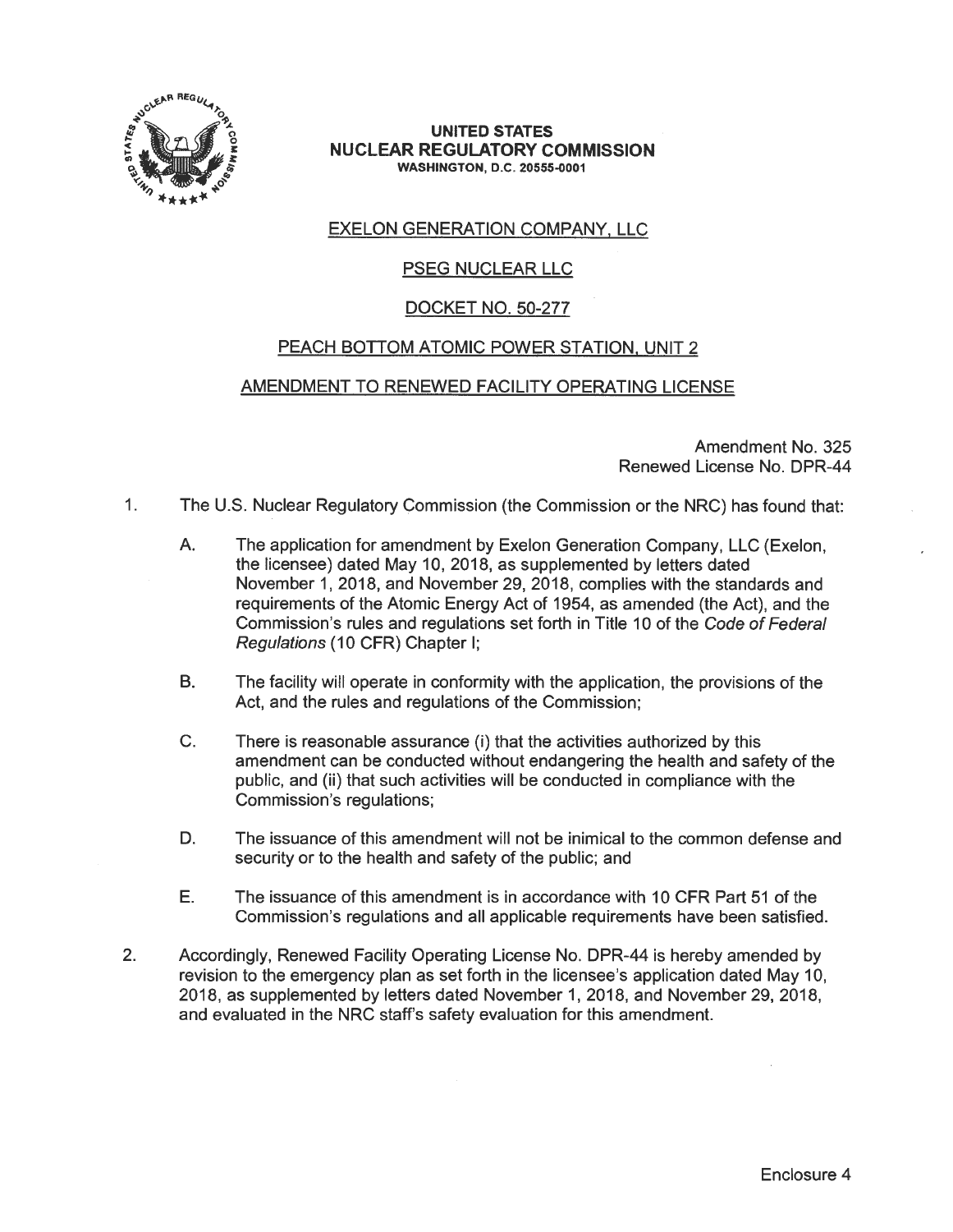**UNITED STATES**
**NUCLEAR REGULATORY COMMISSION**
**WASHINGTON, D.C. 20555-0001**

EXELON GENERATION COMPANY, LLC

PSEG NUCLEAR LLC

DOCKET NO. 50-277

PEACH BOTTOM ATOMIC POWER STATION, UNIT 2

AMENDMENT TO RENEWED FACILITY OPERATING LICENSE

Amendment No. 325
Renewed License No. DPR-44

1. The U.S. Nuclear Regulatory Commission (the Commission or the NRC) has found that:

   A. The application for amendment by Exelon Generation Company, LLC (Exelon, the licensee) dated May 10, 2018, as supplemented by letters dated November 1, 2018, and November 29, 2018, complies with the standards and requirements of the Atomic Energy Act of 1954, as amended (the Act), and the Commission's rules and regulations set forth in Title 10 of the *Code of Federal Regulations* (10 CFR) Chapter I;

   B. The facility will operate in conformity with the application, the provisions of the Act, and the rules and regulations of the Commission;

   C. There is reasonable assurance (i) that the activities authorized by this amendment can be conducted without endangering the health and safety of the public, and (ii) that such activities will be conducted in compliance with the Commission's regulations;

   D. The issuance of this amendment will not be inimical to the common defense and security or to the health and safety of the public; and

   E. The issuance of this amendment is in accordance with 10 CFR Part 51 of the Commission's regulations and all applicable requirements have been satisfied.

2. Accordingly, Renewed Facility Operating License No. DPR-44 is hereby amended by revision to the emergency plan as set forth in the licensee's application dated May 10, 2018, as supplemented by letters dated November 1, 2018, and November 29, 2018, and evaluated in the NRC staff's safety evaluation for this amendment.

Enclosure 4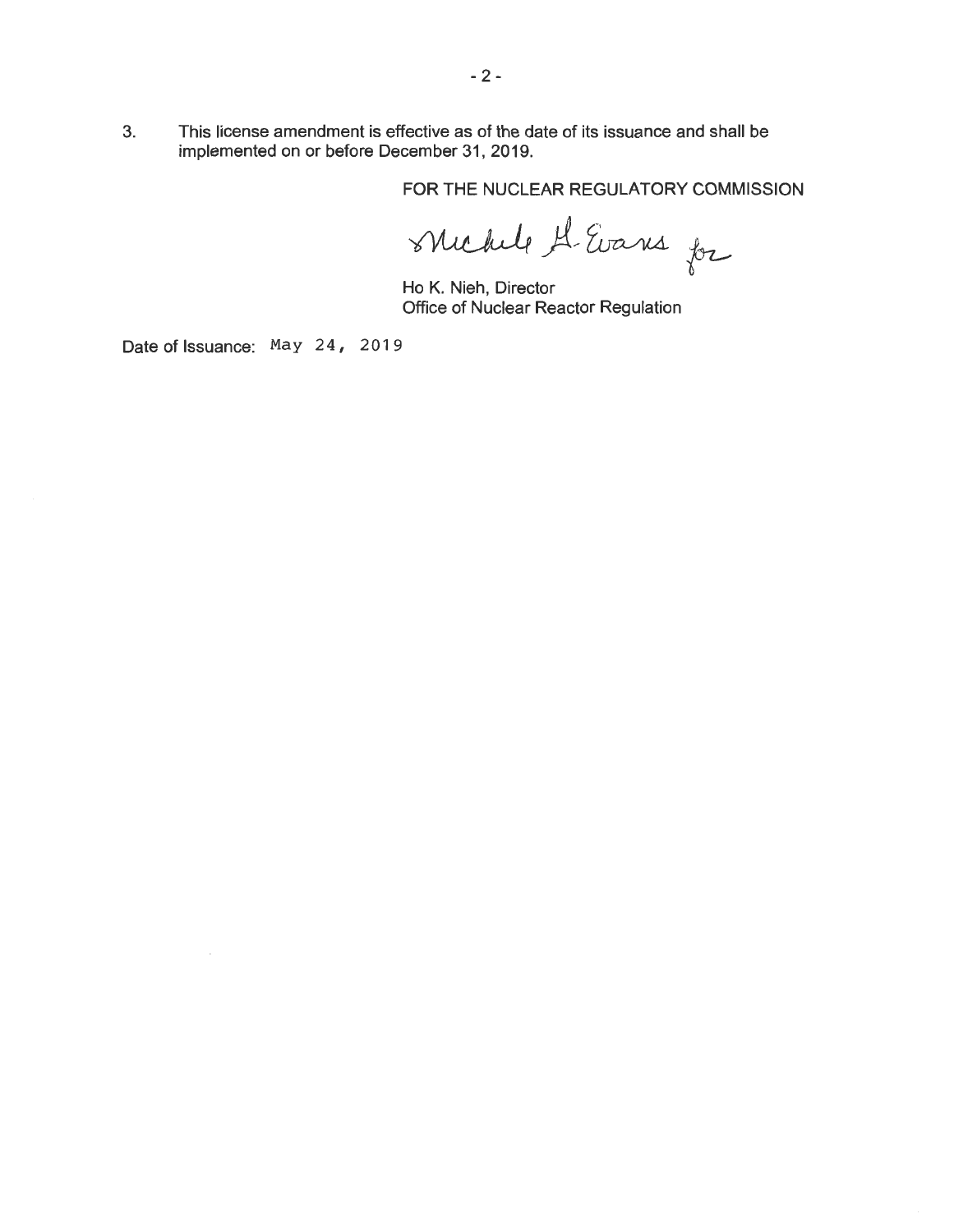3. This license amendment is effective as of the date of its issuance and shall be implemented on or before December 31, 2019.

FOR THE NUCLEAR REGULATORY COMMISSION

Michele G. Evans for

Ho K. Nieh, Director
Office of Nuclear Reactor Regulation

Date of Issuance: May 24, 2019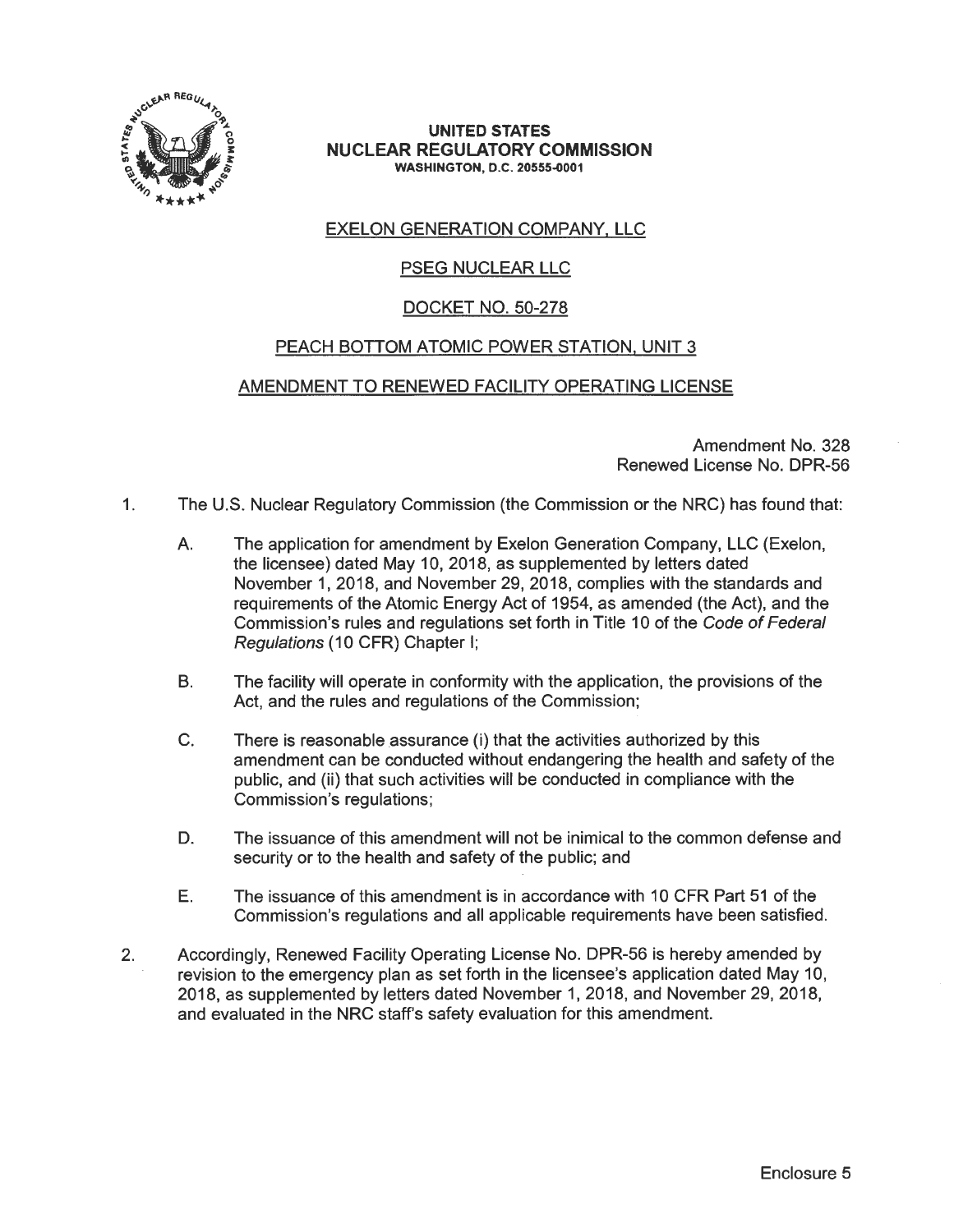**UNITED STATES**
**NUCLEAR REGULATORY COMMISSION**
**WASHINGTON, D.C. 20555-0001**

EXELON GENERATION COMPANY, LLC

PSEG NUCLEAR LLC

DOCKET NO. 50-278

PEACH BOTTOM ATOMIC POWER STATION, UNIT 3

AMENDMENT TO RENEWED FACILITY OPERATING LICENSE

Amendment No. 328
Renewed License No. DPR-56

1. The U.S. Nuclear Regulatory Commission (the Commission or the NRC) has found that:

   A. The application for amendment by Exelon Generation Company, LLC (Exelon, the licensee) dated May 10, 2018, as supplemented by letters dated November 1, 2018, and November 29, 2018, complies with the standards and requirements of the Atomic Energy Act of 1954, as amended (the Act), and the Commission's rules and regulations set forth in Title 10 of the *Code of Federal Regulations* (10 CFR) Chapter I;

   B. The facility will operate in conformity with the application, the provisions of the Act, and the rules and regulations of the Commission;

   C. There is reasonable assurance (i) that the activities authorized by this amendment can be conducted without endangering the health and safety of the public, and (ii) that such activities will be conducted in compliance with the Commission's regulations;

   D. The issuance of this amendment will not be inimical to the common defense and security or to the health and safety of the public; and

   E. The issuance of this amendment is in accordance with 10 CFR Part 51 of the Commission's regulations and all applicable requirements have been satisfied.

2. Accordingly, Renewed Facility Operating License No. DPR-56 is hereby amended by revision to the emergency plan as set forth in the licensee's application dated May 10, 2018, as supplemented by letters dated November 1, 2018, and November 29, 2018, and evaluated in the NRC staff's safety evaluation for this amendment.

Enclosure 5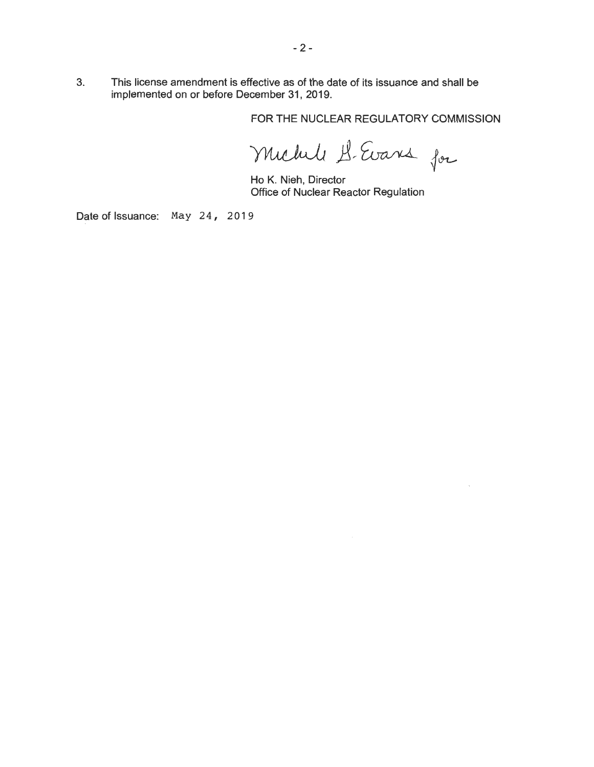3. This license amendment is effective as of the date of its issuance and shall be implemented on or before December 31, 2019.

FOR THE NUCLEAR REGULATORY COMMISSION

Michele G. Evans for

Ho K. Nieh, Director
Office of Nuclear Reactor Regulation

Date of Issuance: May 24, 2019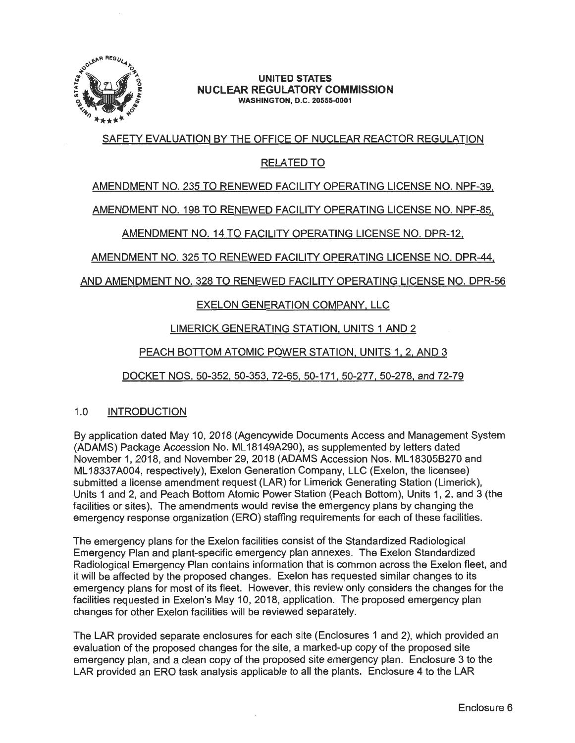UNITED STATES
NUCLEAR REGULATORY COMMISSION
WASHINGTON, D.C. 20555-0001

SAFETY EVALUATION BY THE OFFICE OF NUCLEAR REACTOR REGULATION

RELATED TO

AMENDMENT NO. 235 TO RENEWED FACILITY OPERATING LICENSE NO. NPF-39,

AMENDMENT NO. 198 TO RENEWED FACILITY OPERATING LICENSE NO. NPF-85,

AMENDMENT NO. 14 TO FACILITY OPERATING LICENSE NO. DPR-12,

AMENDMENT NO. 325 TO RENEWED FACILITY OPERATING LICENSE NO. DPR-44,

AND AMENDMENT NO. 328 TO RENEWED FACILITY OPERATING LICENSE NO. DPR-56

EXELON GENERATION COMPANY, LLC

LIMERICK GENERATING STATION, UNITS 1 AND 2

PEACH BOTTOM ATOMIC POWER STATION, UNITS 1, 2, AND 3

DOCKET NOS. 50-352, 50-353, 72-65, 50-171, 50-277, 50-278, and 72-79

## 1.0 INTRODUCTION

By application dated May 10, 2018 (Agencywide Documents Access and Management System (ADAMS) Package Accession No. ML18149A290), as supplemented by letters dated November 1, 2018, and November 29, 2018 (ADAMS Accession Nos. ML18305B270 and ML18337A004, respectively), Exelon Generation Company, LLC (Exelon, the licensee) submitted a license amendment request (LAR) for Limerick Generating Station (Limerick), Units 1 and 2, and Peach Bottom Atomic Power Station (Peach Bottom), Units 1, 2, and 3 (the facilities or sites). The amendments would revise the emergency plans by changing the emergency response organization (ERO) staffing requirements for each of these facilities.

The emergency plans for the Exelon facilities consist of the Standardized Radiological Emergency Plan and plant-specific emergency plan annexes. The Exelon Standardized Radiological Emergency Plan contains information that is common across the Exelon fleet, and it will be affected by the proposed changes. Exelon has requested similar changes to its emergency plans for most of its fleet. However, this review only considers the changes for the facilities requested in Exelon's May 10, 2018, application. The proposed emergency plan changes for other Exelon facilities will be reviewed separately.

The LAR provided separate enclosures for each site (Enclosures 1 and 2), which provided an evaluation of the proposed changes for the site, a marked-up copy of the proposed site emergency plan, and a clean copy of the proposed site emergency plan. Enclosure 3 to the LAR provided an ERO task analysis applicable to all the plants. Enclosure 4 to the LAR

Enclosure 6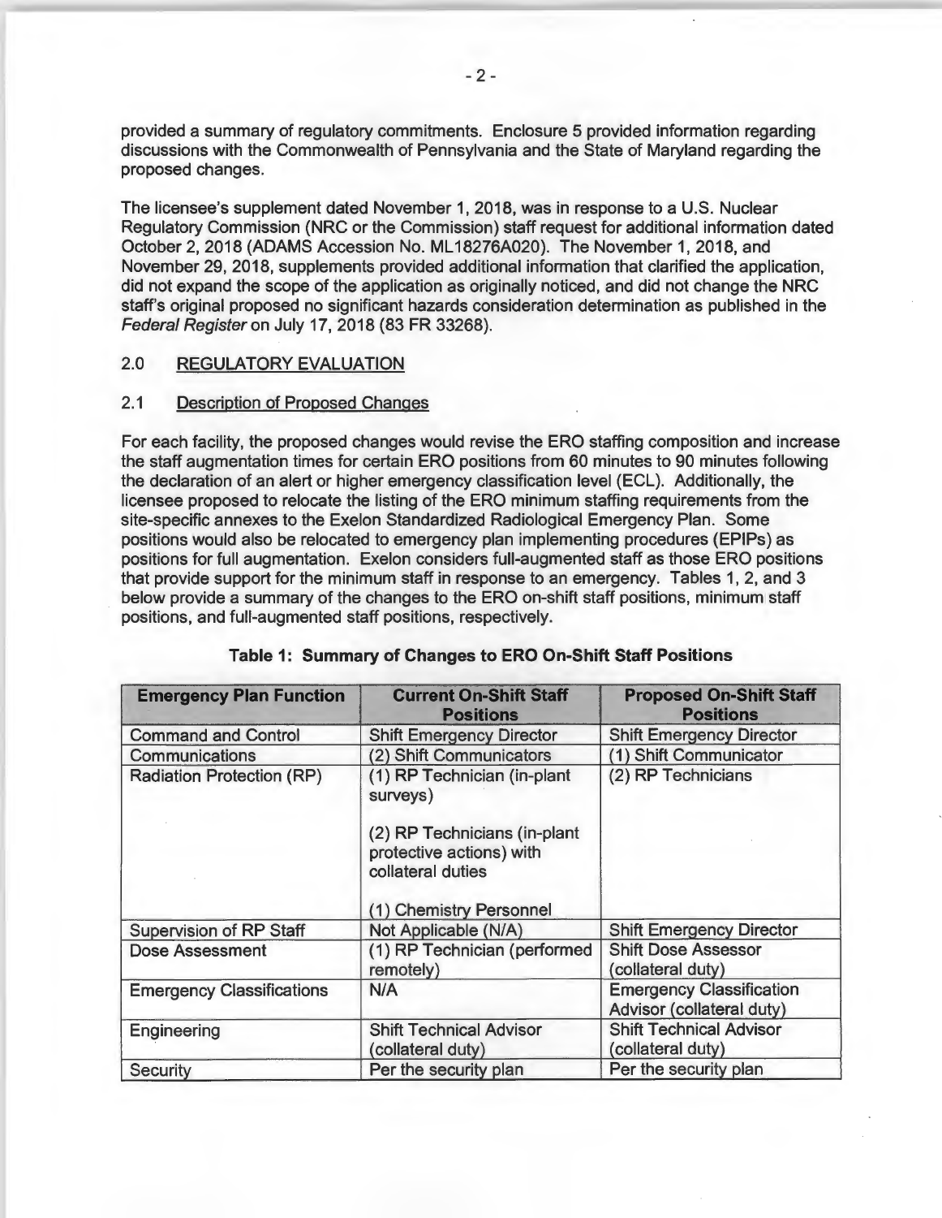provided a summary of regulatory commitments. Enclosure 5 provided information regarding discussions with the Commonwealth of Pennsylvania and the State of Maryland regarding the proposed changes.

The licensee's supplement dated November 1, 2018, was in response to a U.S. Nuclear Regulatory Commission (NRC or the Commission) staff request for additional information dated October 2, 2018 (ADAMS Accession No. ML18276A020). The November 1, 2018, and November 29, 2018, supplements provided additional information that clarified the application, did not expand the scope of the application as originally noticed, and did not change the NRC staff's original proposed no significant hazards consideration determination as published in the *Federal Register* on July 17, 2018 (83 FR 33268).

## 2.0 REGULATORY EVALUATION

### 2.1 Description of Proposed Changes

For each facility, the proposed changes would revise the ERO staffing composition and increase the staff augmentation times for certain ERO positions from 60 minutes to 90 minutes following the declaration of an alert or higher emergency classification level (ECL). Additionally, the licensee proposed to relocate the listing of the ERO minimum staffing requirements from the site-specific annexes to the Exelon Standardized Radiological Emergency Plan. Some positions would also be relocated to emergency plan implementing procedures (EPIPs) as positions for full augmentation. Exelon considers full-augmented staff as those ERO positions that provide support for the minimum staff in response to an emergency. Tables 1, 2, and 3 below provide a summary of the changes to the ERO on-shift staff positions, minimum staff positions, and full-augmented staff positions, respectively.

**Table 1: Summary of Changes to ERO On-Shift Staff Positions**

| Emergency Plan Function | Current On-Shift Staff Positions | Proposed On-Shift Staff Positions |
|---|---|---|
| Command and Control | Shift Emergency Director | Shift Emergency Director |
| Communications | (2) Shift Communicators | (1) Shift Communicator |
| Radiation Protection (RP) | (1) RP Technician (in-plant surveys)<br><br>(2) RP Technicians (in-plant protective actions) with collateral duties<br><br>(1) Chemistry Personnel | (2) RP Technicians |
| Supervision of RP Staff | Not Applicable (N/A) | Shift Emergency Director |
| Dose Assessment | (1) RP Technician (performed remotely) | Shift Dose Assessor (collateral duty) |
| Emergency Classifications | N/A | Emergency Classification Advisor (collateral duty) |
| Engineering | Shift Technical Advisor (collateral duty) | Shift Technical Advisor (collateral duty) |
| Security | Per the security plan | Per the security plan |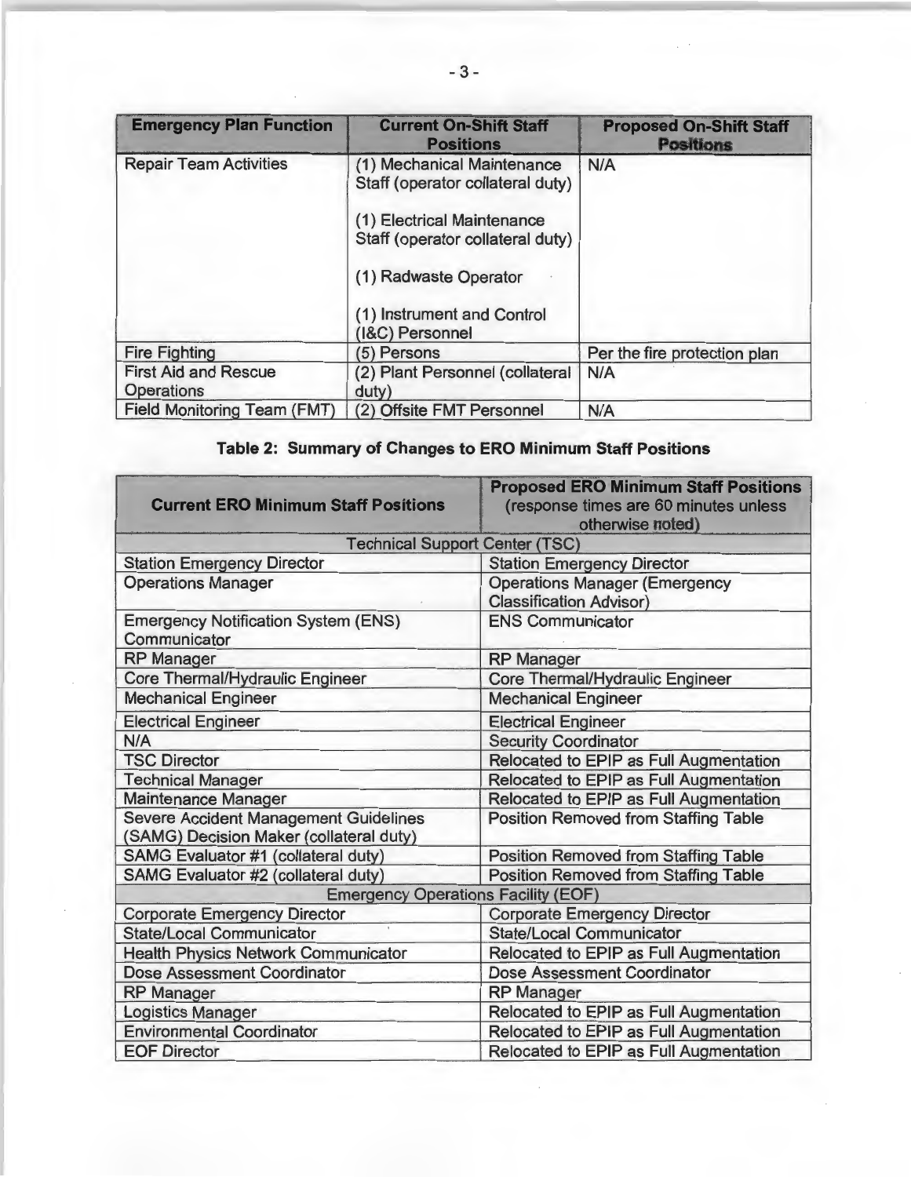| Emergency Plan Function | Current On-Shift Staff Positions | Proposed On-Shift Staff Positions |
|---|---|---|
| Repair Team Activities | (1) Mechanical Maintenance Staff (operator collateral duty)<br><br>(1) Electrical Maintenance Staff (operator collateral duty)<br><br>(1) Radwaste Operator<br><br>(1) Instrument and Control (I&C) Personnel | N/A |
| Fire Fighting | (5) Persons | Per the fire protection plan |
| First Aid and Rescue Operations | (2) Plant Personnel (collateral duty) | N/A |
| Field Monitoring Team (FMT) | (2) Offsite FMT Personnel | N/A |

**Table 2: Summary of Changes to ERO Minimum Staff Positions**

| Current ERO Minimum Staff Positions | Proposed ERO Minimum Staff Positions (response times are 60 minutes unless otherwise noted) |
|---|---|
| Technical Support Center (TSC) | |
| Station Emergency Director | Station Emergency Director |
| Operations Manager | Operations Manager (Emergency Classification Advisor) |
| Emergency Notification System (ENS) Communicator | ENS Communicator |
| RP Manager | RP Manager |
| Core Thermal/Hydraulic Engineer | Core Thermal/Hydraulic Engineer |
| Mechanical Engineer | Mechanical Engineer |
| Electrical Engineer | Electrical Engineer |
| N/A | Security Coordinator |
| TSC Director | Relocated to EPIP as Full Augmentation |
| Technical Manager | Relocated to EPIP as Full Augmentation |
| Maintenance Manager | Relocated to EPIP as Full Augmentation |
| Severe Accident Management Guidelines (SAMG) Decision Maker (collateral duty) | Position Removed from Staffing Table |
| SAMG Evaluator #1 (collateral duty) | Position Removed from Staffing Table |
| SAMG Evaluator #2 (collateral duty) | Position Removed from Staffing Table |
| Emergency Operations Facility (EOF) | |
| Corporate Emergency Director | Corporate Emergency Director |
| State/Local Communicator | State/Local Communicator |
| Health Physics Network Communicator | Relocated to EPIP as Full Augmentation |
| Dose Assessment Coordinator | Dose Assessment Coordinator |
| RP Manager | RP Manager |
| Logistics Manager | Relocated to EPIP as Full Augmentation |
| Environmental Coordinator | Relocated to EPIP as Full Augmentation |
| EOF Director | Relocated to EPIP as Full Augmentation |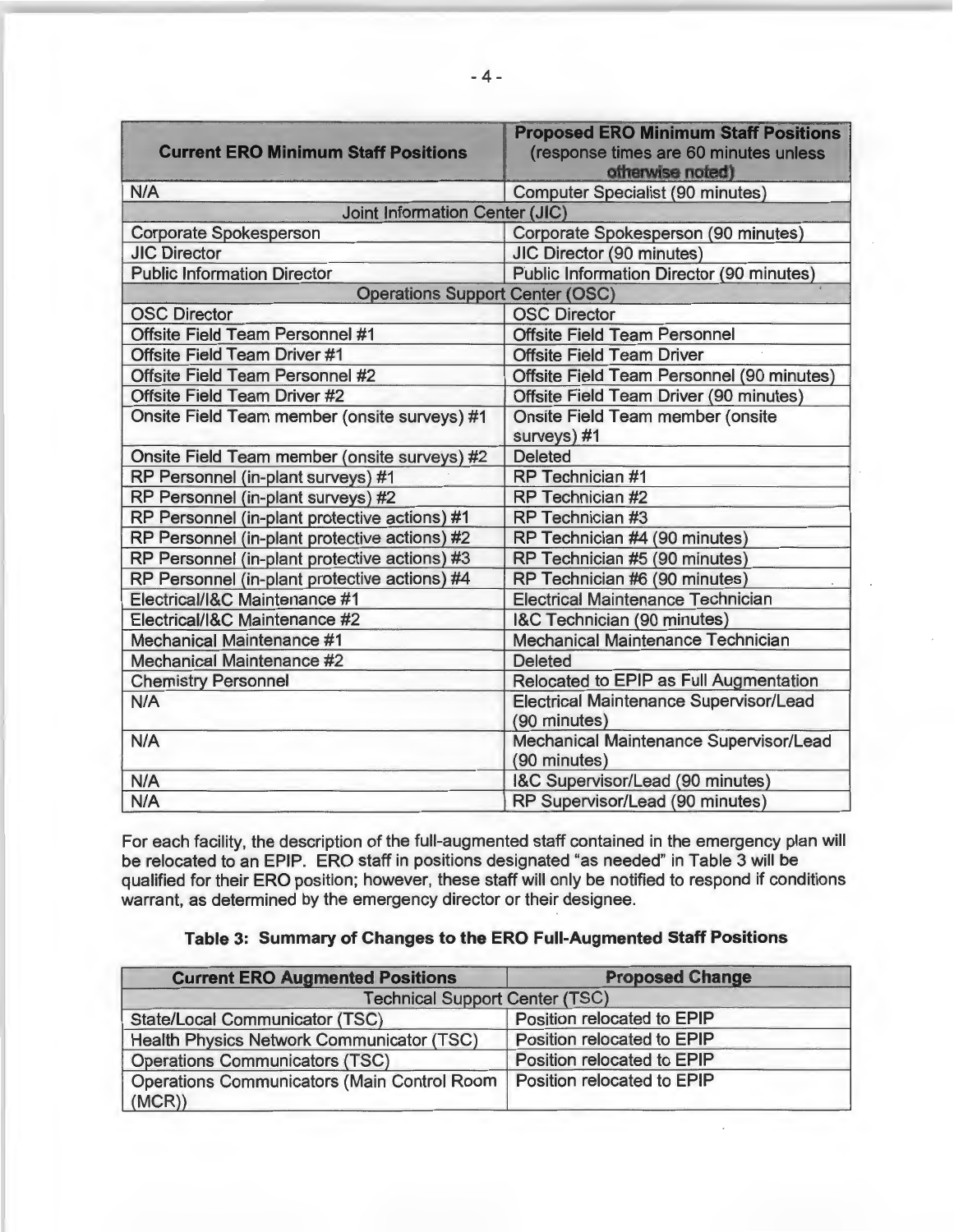| Current ERO Minimum Staff Positions | Proposed ERO Minimum Staff Positions (response times are 60 minutes unless otherwise noted) |
|---|---|
| N/A | Computer Specialist (90 minutes) |
| Joint Information Center (JIC) | |
| Corporate Spokesperson | Corporate Spokesperson (90 minutes) |
| JIC Director | JIC Director (90 minutes) |
| Public Information Director | Public Information Director (90 minutes) |
| Operations Support Center (OSC) | |
| OSC Director | OSC Director |
| Offsite Field Team Personnel #1 | Offsite Field Team Personnel |
| Offsite Field Team Driver #1 | Offsite Field Team Driver |
| Offsite Field Team Personnel #2 | Offsite Field Team Personnel (90 minutes) |
| Offsite Field Team Driver #2 | Offsite Field Team Driver (90 minutes) |
| Onsite Field Team member (onsite surveys) #1 | Onsite Field Team member (onsite surveys) #1 |
| Onsite Field Team member (onsite surveys) #2 | Deleted |
| RP Personnel (in-plant surveys) #1 | RP Technician #1 |
| RP Personnel (in-plant surveys) #2 | RP Technician #2 |
| RP Personnel (in-plant protective actions) #1 | RP Technician #3 |
| RP Personnel (in-plant protective actions) #2 | RP Technician #4 (90 minutes) |
| RP Personnel (in-plant protective actions) #3 | RP Technician #5 (90 minutes) |
| RP Personnel (in-plant protective actions) #4 | RP Technician #6 (90 minutes) |
| Electrical/I&C Maintenance #1 | Electrical Maintenance Technician |
| Electrical/I&C Maintenance #2 | I&C Technician (90 minutes) |
| Mechanical Maintenance #1 | Mechanical Maintenance Technician |
| Mechanical Maintenance #2 | Deleted |
| Chemistry Personnel | Relocated to EPIP as Full Augmentation |
| N/A | Electrical Maintenance Supervisor/Lead (90 minutes) |
| N/A | Mechanical Maintenance Supervisor/Lead (90 minutes) |
| N/A | I&C Supervisor/Lead (90 minutes) |
| N/A | RP Supervisor/Lead (90 minutes) |

For each facility, the description of the full-augmented staff contained in the emergency plan will be relocated to an EPIP. ERO staff in positions designated "as needed" in Table 3 will be qualified for their ERO position; however, these staff will only be notified to respond if conditions warrant, as determined by the emergency director or their designee.

**Table 3: Summary of Changes to the ERO Full-Augmented Staff Positions**

| Current ERO Augmented Positions | Proposed Change |
|---|---|
| Technical Support Center (TSC) | |
| State/Local Communicator (TSC) | Position relocated to EPIP |
| Health Physics Network Communicator (TSC) | Position relocated to EPIP |
| Operations Communicators (TSC) | Position relocated to EPIP |
| Operations Communicators (Main Control Room (MCR)) | Position relocated to EPIP |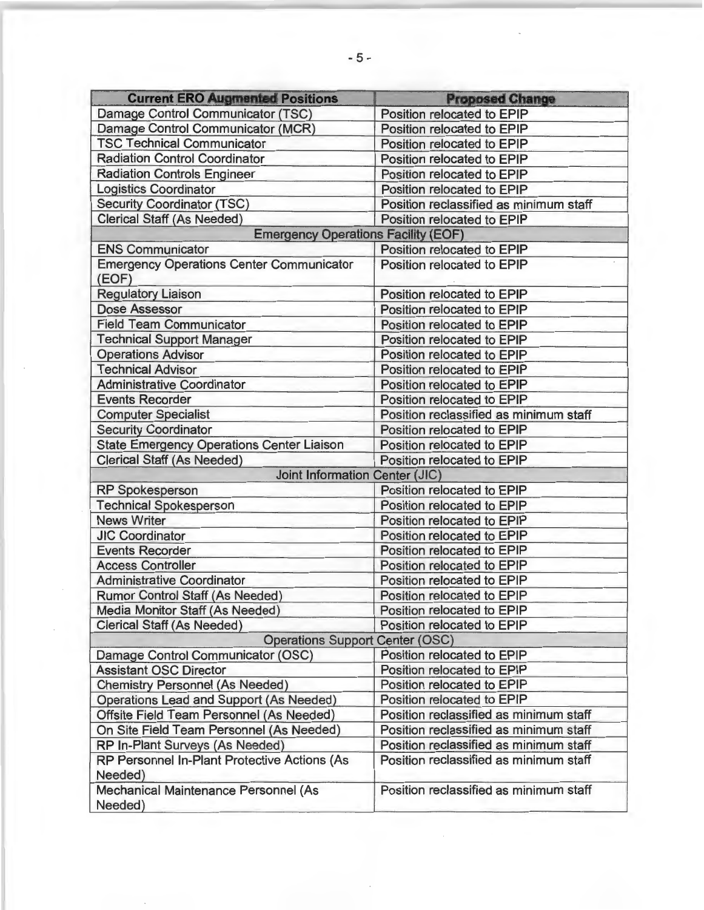| Current ERO Augmented Positions | Proposed Change |
|---|---|
| Damage Control Communicator (TSC) | Position relocated to EPIP |
| Damage Control Communicator (MCR) | Position relocated to EPIP |
| TSC Technical Communicator | Position relocated to EPIP |
| Radiation Control Coordinator | Position relocated to EPIP |
| Radiation Controls Engineer | Position relocated to EPIP |
| Logistics Coordinator | Position relocated to EPIP |
| Security Coordinator (TSC) | Position reclassified as minimum staff |
| Clerical Staff (As Needed) | Position relocated to EPIP |
| Emergency Operations Facility (EOF) | |
| ENS Communicator | Position relocated to EPIP |
| Emergency Operations Center Communicator (EOF) | Position relocated to EPIP |
| Regulatory Liaison | Position relocated to EPIP |
| Dose Assessor | Position relocated to EPIP |
| Field Team Communicator | Position relocated to EPIP |
| Technical Support Manager | Position relocated to EPIP |
| Operations Advisor | Position relocated to EPIP |
| Technical Advisor | Position relocated to EPIP |
| Administrative Coordinator | Position relocated to EPIP |
| Events Recorder | Position relocated to EPIP |
| Computer Specialist | Position reclassified as minimum staff |
| Security Coordinator | Position relocated to EPIP |
| State Emergency Operations Center Liaison | Position relocated to EPIP |
| Clerical Staff (As Needed) | Position relocated to EPIP |
| Joint Information Center (JIC) | |
| RP Spokesperson | Position relocated to EPIP |
| Technical Spokesperson | Position relocated to EPIP |
| News Writer | Position relocated to EPIP |
| JIC Coordinator | Position relocated to EPIP |
| Events Recorder | Position relocated to EPIP |
| Access Controller | Position relocated to EPIP |
| Administrative Coordinator | Position relocated to EPIP |
| Rumor Control Staff (As Needed) | Position relocated to EPIP |
| Media Monitor Staff (As Needed) | Position relocated to EPIP |
| Clerical Staff (As Needed) | Position relocated to EPIP |
| Operations Support Center (OSC) | |
| Damage Control Communicator (OSC) | Position relocated to EPIP |
| Assistant OSC Director | Position relocated to EPIP |
| Chemistry Personnel (As Needed) | Position relocated to EPIP |
| Operations Lead and Support (As Needed) | Position relocated to EPIP |
| Offsite Field Team Personnel (As Needed) | Position reclassified as minimum staff |
| On Site Field Team Personnel (As Needed) | Position reclassified as minimum staff |
| RP In-Plant Surveys (As Needed) | Position reclassified as minimum staff |
| RP Personnel In-Plant Protective Actions (As Needed) | Position reclassified as minimum staff |
| Mechanical Maintenance Personnel (As Needed) | Position reclassified as minimum staff |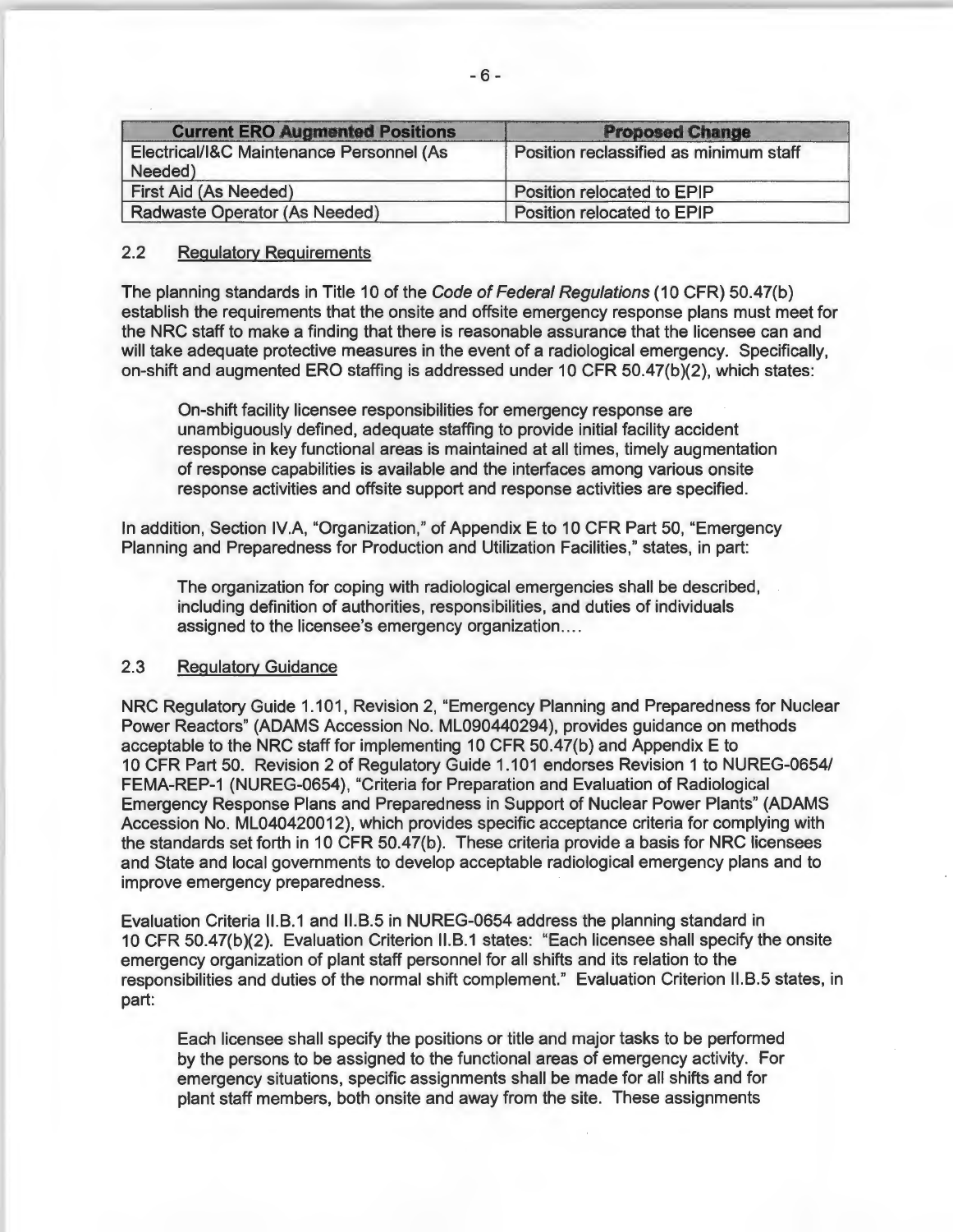| Current ERO Augmented Positions | Proposed Change |
|---|---|
| Electrical/I&C Maintenance Personnel (As Needed) | Position reclassified as minimum staff |
| First Aid (As Needed) | Position relocated to EPIP |
| Radwaste Operator (As Needed) | Position relocated to EPIP |

### 2.2 Regulatory Requirements

The planning standards in Title 10 of the *Code of Federal Regulations* (10 CFR) 50.47(b) establish the requirements that the onsite and offsite emergency response plans must meet for the NRC staff to make a finding that there is reasonable assurance that the licensee can and will take adequate protective measures in the event of a radiological emergency. Specifically, on-shift and augmented ERO staffing is addressed under 10 CFR 50.47(b)(2), which states:

> On-shift facility licensee responsibilities for emergency response are unambiguously defined, adequate staffing to provide initial facility accident response in key functional areas is maintained at all times, timely augmentation of response capabilities is available and the interfaces among various onsite response activities and offsite support and response activities are specified.

In addition, Section IV.A, "Organization," of Appendix E to 10 CFR Part 50, "Emergency Planning and Preparedness for Production and Utilization Facilities," states, in part:

> The organization for coping with radiological emergencies shall be described, including definition of authorities, responsibilities, and duties of individuals assigned to the licensee's emergency organization....

### 2.3 Regulatory Guidance

NRC Regulatory Guide 1.101, Revision 2, "Emergency Planning and Preparedness for Nuclear Power Reactors" (ADAMS Accession No. ML090440294), provides guidance on methods acceptable to the NRC staff for implementing 10 CFR 50.47(b) and Appendix E to 10 CFR Part 50. Revision 2 of Regulatory Guide 1.101 endorses Revision 1 to NUREG-0654/FEMA-REP-1 (NUREG-0654), "Criteria for Preparation and Evaluation of Radiological Emergency Response Plans and Preparedness in Support of Nuclear Power Plants" (ADAMS Accession No. ML040420012), which provides specific acceptance criteria for complying with the standards set forth in 10 CFR 50.47(b). These criteria provide a basis for NRC licensees and State and local governments to develop acceptable radiological emergency plans and to improve emergency preparedness.

Evaluation Criteria II.B.1 and II.B.5 in NUREG-0654 address the planning standard in 10 CFR 50.47(b)(2). Evaluation Criterion II.B.1 states: "Each licensee shall specify the onsite emergency organization of plant staff personnel for all shifts and its relation to the responsibilities and duties of the normal shift complement." Evaluation Criterion II.B.5 states, in part:

> Each licensee shall specify the positions or title and major tasks to be performed by the persons to be assigned to the functional areas of emergency activity. For emergency situations, specific assignments shall be made for all shifts and for plant staff members, both onsite and away from the site. These assignments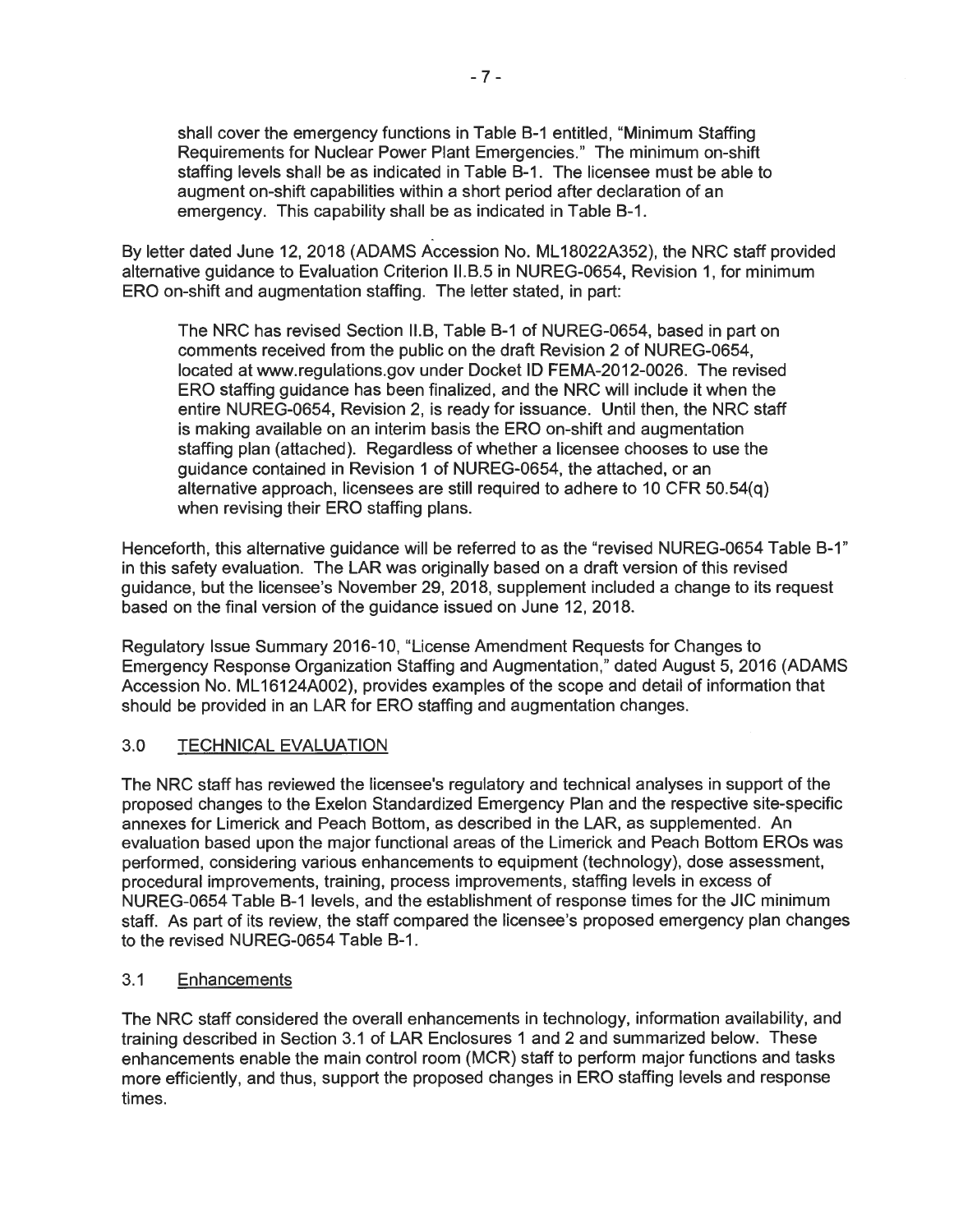> shall cover the emergency functions in Table B-1 entitled, "Minimum Staffing Requirements for Nuclear Power Plant Emergencies." The minimum on-shift staffing levels shall be as indicated in Table B-1. The licensee must be able to augment on-shift capabilities within a short period after declaration of an emergency. This capability shall be as indicated in Table B-1.

By letter dated June 12, 2018 (ADAMS Accession No. ML18022A352), the NRC staff provided alternative guidance to Evaluation Criterion II.B.5 in NUREG-0654, Revision 1, for minimum ERO on-shift and augmentation staffing. The letter stated, in part:

> The NRC has revised Section II.B, Table B-1 of NUREG-0654, based in part on comments received from the public on the draft Revision 2 of NUREG-0654, located at www.regulations.gov under Docket ID FEMA-2012-0026. The revised ERO staffing guidance has been finalized, and the NRC will include it when the entire NUREG-0654, Revision 2, is ready for issuance. Until then, the NRC staff is making available on an interim basis the ERO on-shift and augmentation staffing plan (attached). Regardless of whether a licensee chooses to use the guidance contained in Revision 1 of NUREG-0654, the attached, or an alternative approach, licensees are still required to adhere to 10 CFR 50.54(q) when revising their ERO staffing plans.

Henceforth, this alternative guidance will be referred to as the "revised NUREG-0654 Table B-1" in this safety evaluation. The LAR was originally based on a draft version of this revised guidance, but the licensee's November 29, 2018, supplement included a change to its request based on the final version of the guidance issued on June 12, 2018.

Regulatory Issue Summary 2016-10, "License Amendment Requests for Changes to Emergency Response Organization Staffing and Augmentation," dated August 5, 2016 (ADAMS Accession No. ML16124A002), provides examples of the scope and detail of information that should be provided in an LAR for ERO staffing and augmentation changes.

## 3.0 TECHNICAL EVALUATION

The NRC staff has reviewed the licensee's regulatory and technical analyses in support of the proposed changes to the Exelon Standardized Emergency Plan and the respective site-specific annexes for Limerick and Peach Bottom, as described in the LAR, as supplemented. An evaluation based upon the major functional areas of the Limerick and Peach Bottom EROs was performed, considering various enhancements to equipment (technology), dose assessment, procedural improvements, training, process improvements, staffing levels in excess of NUREG-0654 Table B-1 levels, and the establishment of response times for the JIC minimum staff. As part of its review, the staff compared the licensee's proposed emergency plan changes to the revised NUREG-0654 Table B-1.

### 3.1 Enhancements

The NRC staff considered the overall enhancements in technology, information availability, and training described in Section 3.1 of LAR Enclosures 1 and 2 and summarized below. These enhancements enable the main control room (MCR) staff to perform major functions and tasks more efficiently, and thus, support the proposed changes in ERO staffing levels and response times.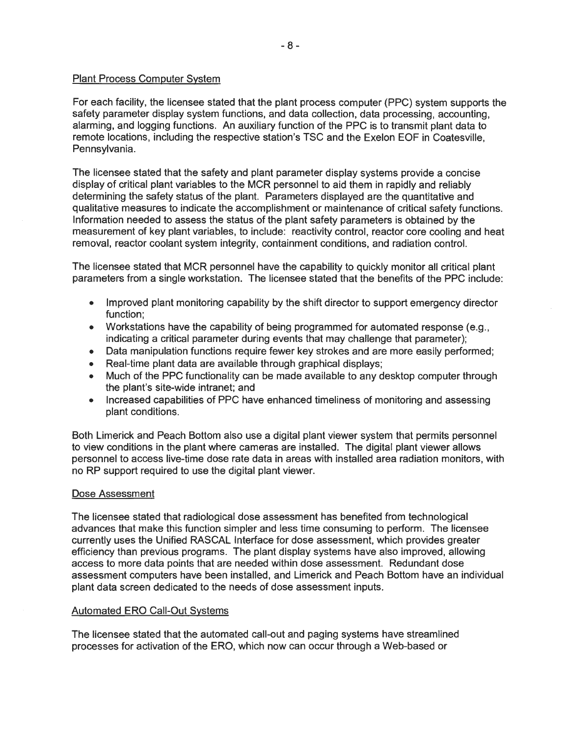Plant Process Computer System

For each facility, the licensee stated that the plant process computer (PPC) system supports the safety parameter display system functions, and data collection, data processing, accounting, alarming, and logging functions. An auxiliary function of the PPC is to transmit plant data to remote locations, including the respective station's TSC and the Exelon EOF in Coatesville, Pennsylvania.

The licensee stated that the safety and plant parameter display systems provide a concise display of critical plant variables to the MCR personnel to aid them in rapidly and reliably determining the safety status of the plant. Parameters displayed are the quantitative and qualitative measures to indicate the accomplishment or maintenance of critical safety functions. Information needed to assess the status of the plant safety parameters is obtained by the measurement of key plant variables, to include: reactivity control, reactor core cooling and heat removal, reactor coolant system integrity, containment conditions, and radiation control.

The licensee stated that MCR personnel have the capability to quickly monitor all critical plant parameters from a single workstation. The licensee stated that the benefits of the PPC include:

- Improved plant monitoring capability by the shift director to support emergency director function;
- Workstations have the capability of being programmed for automated response (e.g., indicating a critical parameter during events that may challenge that parameter);
- Data manipulation functions require fewer key strokes and are more easily performed;
- Real-time plant data are available through graphical displays;
- Much of the PPC functionality can be made available to any desktop computer through the plant's site-wide intranet; and
- Increased capabilities of PPC have enhanced timeliness of monitoring and assessing plant conditions.

Both Limerick and Peach Bottom also use a digital plant viewer system that permits personnel to view conditions in the plant where cameras are installed. The digital plant viewer allows personnel to access live-time dose rate data in areas with installed area radiation monitors, with no RP support required to use the digital plant viewer.

Dose Assessment

The licensee stated that radiological dose assessment has benefited from technological advances that make this function simpler and less time consuming to perform. The licensee currently uses the Unified RASCAL Interface for dose assessment, which provides greater efficiency than previous programs. The plant display systems have also improved, allowing access to more data points that are needed within dose assessment. Redundant dose assessment computers have been installed, and Limerick and Peach Bottom have an individual plant data screen dedicated to the needs of dose assessment inputs.

Automated ERO Call-Out Systems

The licensee stated that the automated call-out and paging systems have streamlined processes for activation of the ERO, which now can occur through a Web-based or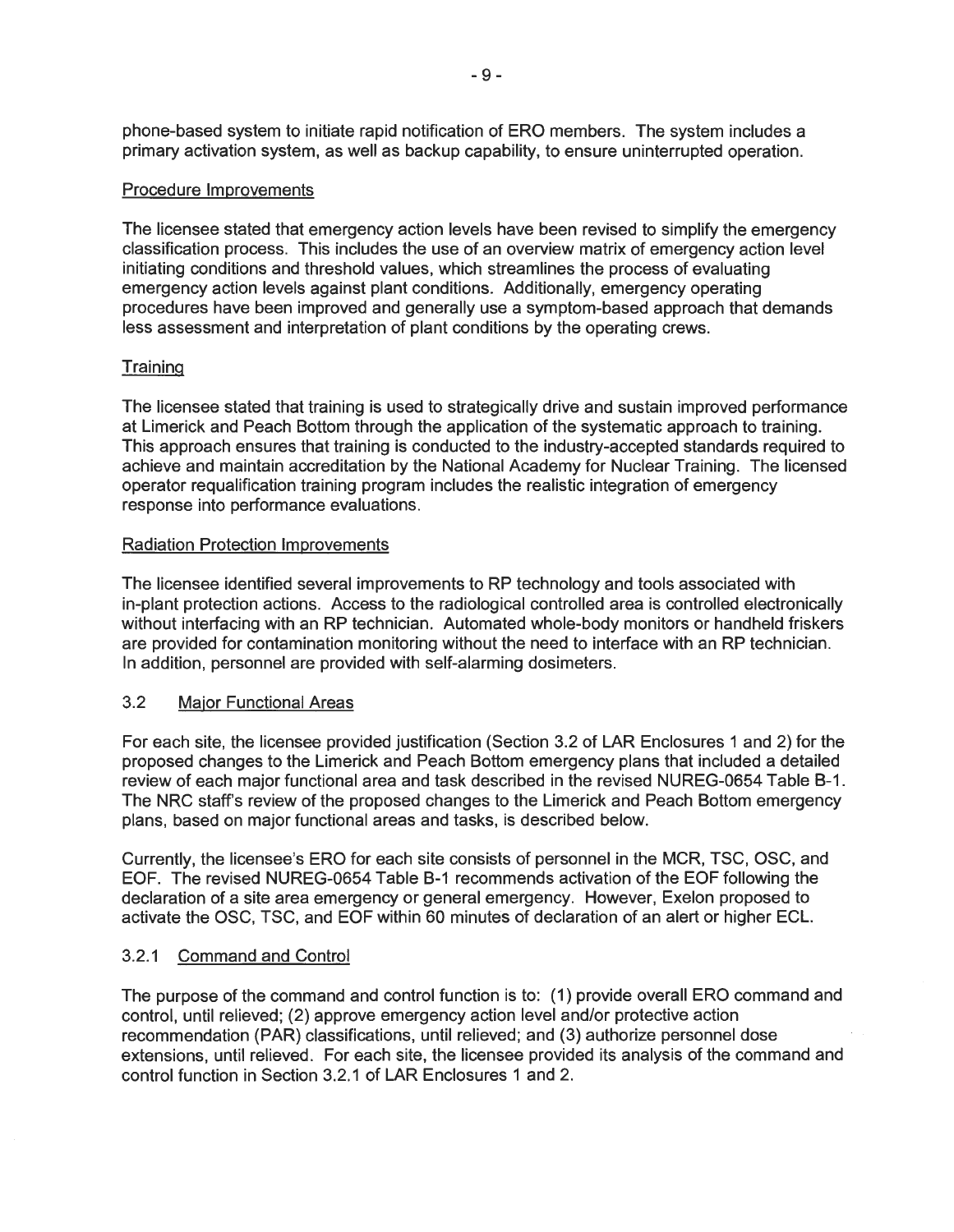phone-based system to initiate rapid notification of ERO members. The system includes a primary activation system, as well as backup capability, to ensure uninterrupted operation.

Procedure Improvements

The licensee stated that emergency action levels have been revised to simplify the emergency classification process. This includes the use of an overview matrix of emergency action level initiating conditions and threshold values, which streamlines the process of evaluating emergency action levels against plant conditions. Additionally, emergency operating procedures have been improved and generally use a symptom-based approach that demands less assessment and interpretation of plant conditions by the operating crews.

Training

The licensee stated that training is used to strategically drive and sustain improved performance at Limerick and Peach Bottom through the application of the systematic approach to training. This approach ensures that training is conducted to the industry-accepted standards required to achieve and maintain accreditation by the National Academy for Nuclear Training. The licensed operator requalification training program includes the realistic integration of emergency response into performance evaluations.

Radiation Protection Improvements

The licensee identified several improvements to RP technology and tools associated with in-plant protection actions. Access to the radiological controlled area is controlled electronically without interfacing with an RP technician. Automated whole-body monitors or handheld friskers are provided for contamination monitoring without the need to interface with an RP technician. In addition, personnel are provided with self-alarming dosimeters.

## 3.2 Major Functional Areas

For each site, the licensee provided justification (Section 3.2 of LAR Enclosures 1 and 2) for the proposed changes to the Limerick and Peach Bottom emergency plans that included a detailed review of each major functional area and task described in the revised NUREG-0654 Table B-1. The NRC staff's review of the proposed changes to the Limerick and Peach Bottom emergency plans, based on major functional areas and tasks, is described below.

Currently, the licensee's ERO for each site consists of personnel in the MCR, TSC, OSC, and EOF. The revised NUREG-0654 Table B-1 recommends activation of the EOF following the declaration of a site area emergency or general emergency. However, Exelon proposed to activate the OSC, TSC, and EOF within 60 minutes of declaration of an alert or higher ECL.

### 3.2.1 Command and Control

The purpose of the command and control function is to: (1) provide overall ERO command and control, until relieved; (2) approve emergency action level and/or protective action recommendation (PAR) classifications, until relieved; and (3) authorize personnel dose extensions, until relieved. For each site, the licensee provided its analysis of the command and control function in Section 3.2.1 of LAR Enclosures 1 and 2.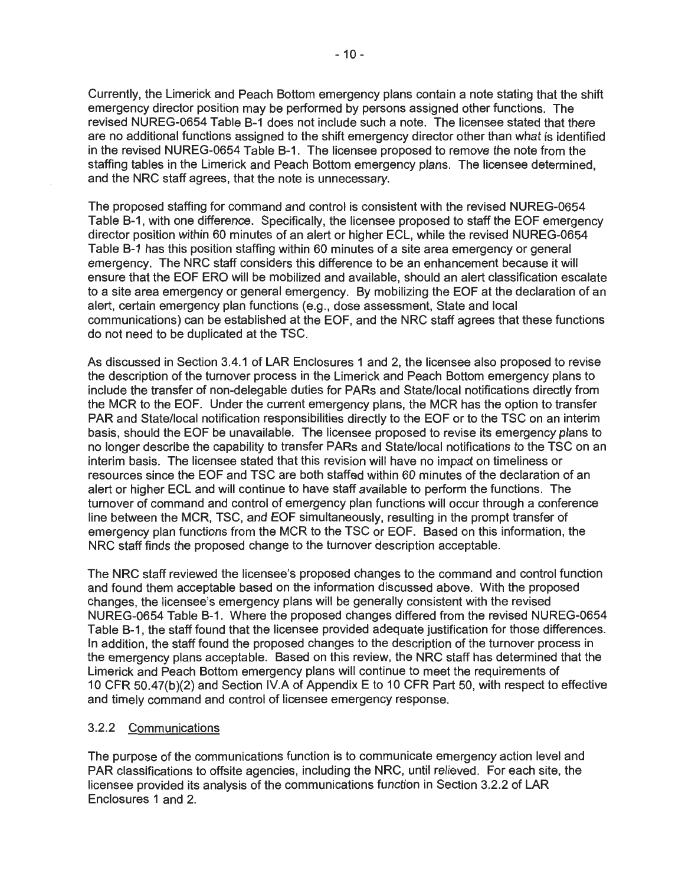Currently, the Limerick and Peach Bottom emergency plans contain a note stating that the shift emergency director position may be performed by persons assigned other functions. The revised NUREG-0654 Table B-1 does not include such a note. The licensee stated that there are no additional functions assigned to the shift emergency director other than what is identified in the revised NUREG-0654 Table B-1. The licensee proposed to remove the note from the staffing tables in the Limerick and Peach Bottom emergency plans. The licensee determined, and the NRC staff agrees, that the note is unnecessary.

The proposed staffing for command and control is consistent with the revised NUREG-0654 Table B-1, with one difference. Specifically, the licensee proposed to staff the EOF emergency director position within 60 minutes of an alert or higher ECL, while the revised NUREG-0654 Table B-1 has this position staffing within 60 minutes of a site area emergency or general emergency. The NRC staff considers this difference to be an enhancement because it will ensure that the EOF ERO will be mobilized and available, should an alert classification escalate to a site area emergency or general emergency. By mobilizing the EOF at the declaration of an alert, certain emergency plan functions (e.g., dose assessment, State and local communications) can be established at the EOF, and the NRC staff agrees that these functions do not need to be duplicated at the TSC.

As discussed in Section 3.4.1 of LAR Enclosures 1 and 2, the licensee also proposed to revise the description of the turnover process in the Limerick and Peach Bottom emergency plans to include the transfer of non-delegable duties for PARs and State/local notifications directly from the MCR to the EOF. Under the current emergency plans, the MCR has the option to transfer PAR and State/local notification responsibilities directly to the EOF or to the TSC on an interim basis, should the EOF be unavailable. The licensee proposed to revise its emergency plans to no longer describe the capability to transfer PARs and State/local notifications to the TSC on an interim basis. The licensee stated that this revision will have no impact on timeliness or resources since the EOF and TSC are both staffed within 60 minutes of the declaration of an alert or higher ECL and will continue to have staff available to perform the functions. The turnover of command and control of emergency plan functions will occur through a conference line between the MCR, TSC, and EOF simultaneously, resulting in the prompt transfer of emergency plan functions from the MCR to the TSC or EOF. Based on this information, the NRC staff finds the proposed change to the turnover description acceptable.

The NRC staff reviewed the licensee's proposed changes to the command and control function and found them acceptable based on the information discussed above. With the proposed changes, the licensee's emergency plans will be generally consistent with the revised NUREG-0654 Table B-1. Where the proposed changes differed from the revised NUREG-0654 Table B-1, the staff found that the licensee provided adequate justification for those differences. In addition, the staff found the proposed changes to the description of the turnover process in the emergency plans acceptable. Based on this review, the NRC staff has determined that the Limerick and Peach Bottom emergency plans will continue to meet the requirements of 10 CFR 50.47(b)(2) and Section IV.A of Appendix E to 10 CFR Part 50, with respect to effective and timely command and control of licensee emergency response.

### 3.2.2 Communications

The purpose of the communications function is to communicate emergency action level and PAR classifications to offsite agencies, including the NRC, until relieved. For each site, the licensee provided its analysis of the communications function in Section 3.2.2 of LAR Enclosures 1 and 2.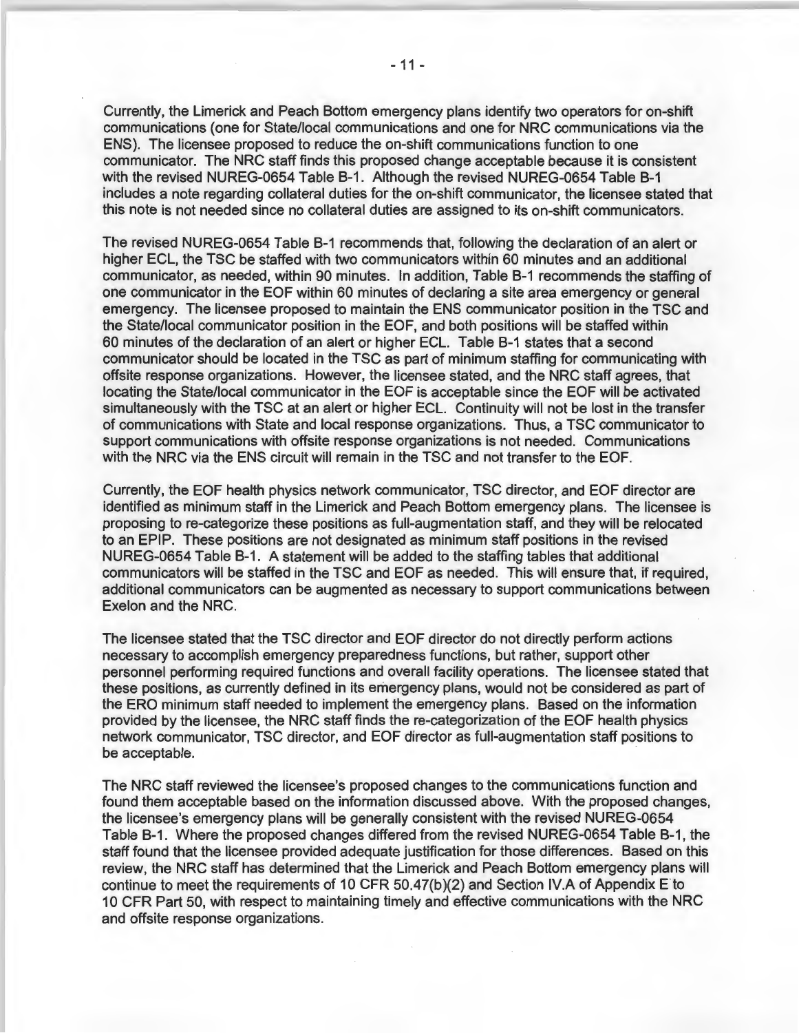Currently, the Limerick and Peach Bottom emergency plans identify two operators for on-shift communications (one for State/local communications and one for NRC communications via the ENS). The licensee proposed to reduce the on-shift communications function to one communicator. The NRC staff finds this proposed change acceptable because it is consistent with the revised NUREG-0654 Table B-1. Although the revised NUREG-0654 Table B-1 includes a note regarding collateral duties for the on-shift communicator, the licensee stated that this note is not needed since no collateral duties are assigned to its on-shift communicators.

The revised NUREG-0654 Table B-1 recommends that, following the declaration of an alert or higher ECL, the TSC be staffed with two communicators within 60 minutes and an additional communicator, as needed, within 90 minutes. In addition, Table B-1 recommends the staffing of one communicator in the EOF within 60 minutes of declaring a site area emergency or general emergency. The licensee proposed to maintain the ENS communicator position in the TSC and the State/local communicator position in the EOF, and both positions will be staffed within 60 minutes of the declaration of an alert or higher ECL. Table B-1 states that a second communicator should be located in the TSC as part of minimum staffing for communicating with offsite response organizations. However, the licensee stated, and the NRC staff agrees, that locating the State/local communicator in the EOF is acceptable since the EOF will be activated simultaneously with the TSC at an alert or higher ECL. Continuity will not be lost in the transfer of communications with State and local response organizations. Thus, a TSC communicator to support communications with offsite response organizations is not needed. Communications with the NRC via the ENS circuit will remain in the TSC and not transfer to the EOF.

Currently, the EOF health physics network communicator, TSC director, and EOF director are identified as minimum staff in the Limerick and Peach Bottom emergency plans. The licensee is proposing to re-categorize these positions as full-augmentation staff, and they will be relocated to an EPIP. These positions are not designated as minimum staff positions in the revised NUREG-0654 Table B-1. A statement will be added to the staffing tables that additional communicators will be staffed in the TSC and EOF as needed. This will ensure that, if required, additional communicators can be augmented as necessary to support communications between Exelon and the NRC.

The licensee stated that the TSC director and EOF director do not directly perform actions necessary to accomplish emergency preparedness functions, but rather, support other personnel performing required functions and overall facility operations. The licensee stated that these positions, as currently defined in its emergency plans, would not be considered as part of the ERO minimum staff needed to implement the emergency plans. Based on the information provided by the licensee, the NRC staff finds the re-categorization of the EOF health physics network communicator, TSC director, and EOF director as full-augmentation staff positions to be acceptable.

The NRC staff reviewed the licensee's proposed changes to the communications function and found them acceptable based on the information discussed above. With the proposed changes, the licensee's emergency plans will be generally consistent with the revised NUREG-0654 Table B-1. Where the proposed changes differed from the revised NUREG-0654 Table B-1, the staff found that the licensee provided adequate justification for those differences. Based on this review, the NRC staff has determined that the Limerick and Peach Bottom emergency plans will continue to meet the requirements of 10 CFR 50.47(b)(2) and Section IV.A of Appendix E to 10 CFR Part 50, with respect to maintaining timely and effective communications with the NRC and offsite response organizations.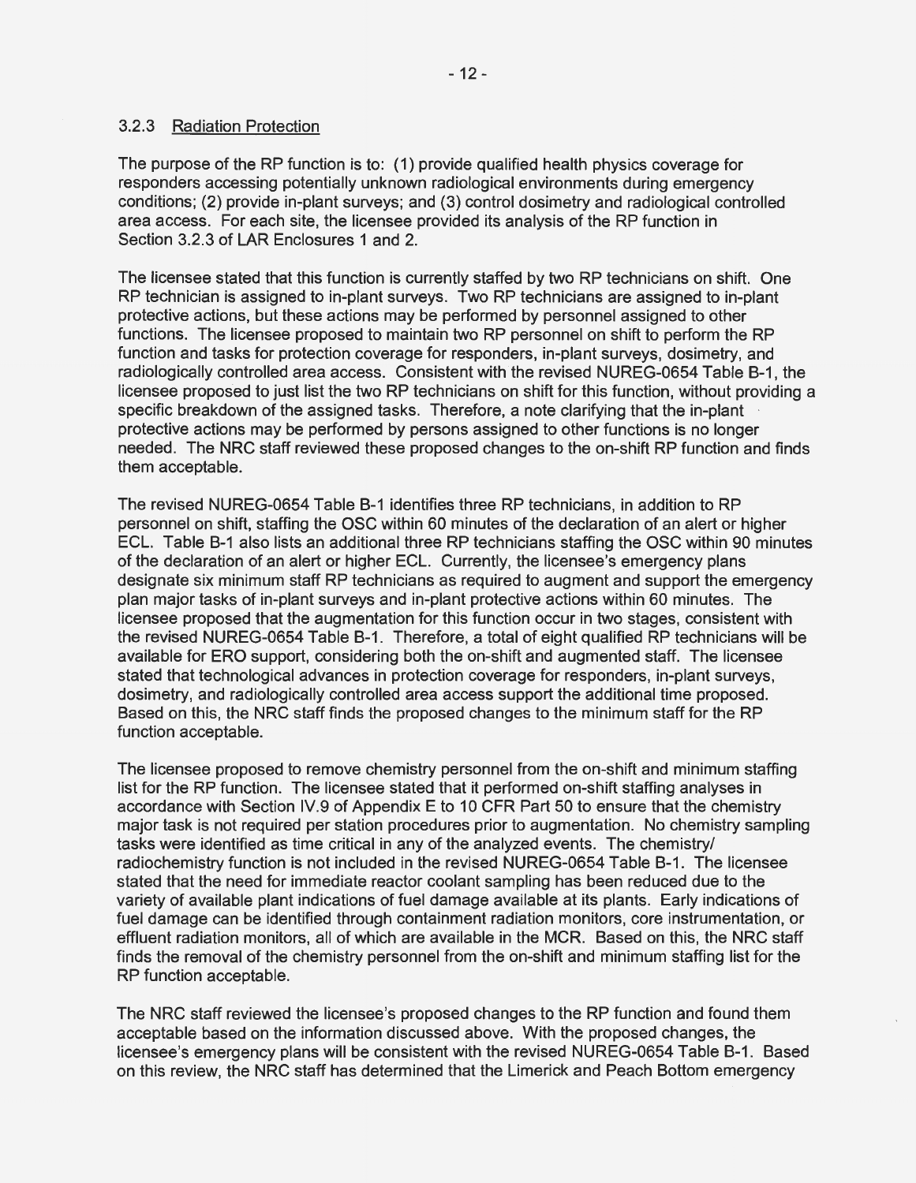### 3.2.3 Radiation Protection

The purpose of the RP function is to: (1) provide qualified health physics coverage for responders accessing potentially unknown radiological environments during emergency conditions; (2) provide in-plant surveys; and (3) control dosimetry and radiological controlled area access. For each site, the licensee provided its analysis of the RP function in Section 3.2.3 of LAR Enclosures 1 and 2.

The licensee stated that this function is currently staffed by two RP technicians on shift. One RP technician is assigned to in-plant surveys. Two RP technicians are assigned to in-plant protective actions, but these actions may be performed by personnel assigned to other functions. The licensee proposed to maintain two RP personnel on shift to perform the RP function and tasks for protection coverage for responders, in-plant surveys, dosimetry, and radiologically controlled area access. Consistent with the revised NUREG-0654 Table B-1, the licensee proposed to just list the two RP technicians on shift for this function, without providing a specific breakdown of the assigned tasks. Therefore, a note clarifying that the in-plant protective actions may be performed by persons assigned to other functions is no longer needed. The NRC staff reviewed these proposed changes to the on-shift RP function and finds them acceptable.

The revised NUREG-0654 Table B-1 identifies three RP technicians, in addition to RP personnel on shift, staffing the OSC within 60 minutes of the declaration of an alert or higher ECL. Table B-1 also lists an additional three RP technicians staffing the OSC within 90 minutes of the declaration of an alert or higher ECL. Currently, the licensee's emergency plans designate six minimum staff RP technicians as required to augment and support the emergency plan major tasks of in-plant surveys and in-plant protective actions within 60 minutes. The licensee proposed that the augmentation for this function occur in two stages, consistent with the revised NUREG-0654 Table B-1. Therefore, a total of eight qualified RP technicians will be available for ERO support, considering both the on-shift and augmented staff. The licensee stated that technological advances in protection coverage for responders, in-plant surveys, dosimetry, and radiologically controlled area access support the additional time proposed. Based on this, the NRC staff finds the proposed changes to the minimum staff for the RP function acceptable.

The licensee proposed to remove chemistry personnel from the on-shift and minimum staffing list for the RP function. The licensee stated that it performed on-shift staffing analyses in accordance with Section IV.9 of Appendix E to 10 CFR Part 50 to ensure that the chemistry major task is not required per station procedures prior to augmentation. No chemistry sampling tasks were identified as time critical in any of the analyzed events. The chemistry/radiochemistry function is not included in the revised NUREG-0654 Table B-1. The licensee stated that the need for immediate reactor coolant sampling has been reduced due to the variety of available plant indications of fuel damage available at its plants. Early indications of fuel damage can be identified through containment radiation monitors, core instrumentation, or effluent radiation monitors, all of which are available in the MCR. Based on this, the NRC staff finds the removal of the chemistry personnel from the on-shift and minimum staffing list for the RP function acceptable.

The NRC staff reviewed the licensee's proposed changes to the RP function and found them acceptable based on the information discussed above. With the proposed changes, the licensee's emergency plans will be consistent with the revised NUREG-0654 Table B-1. Based on this review, the NRC staff has determined that the Limerick and Peach Bottom emergency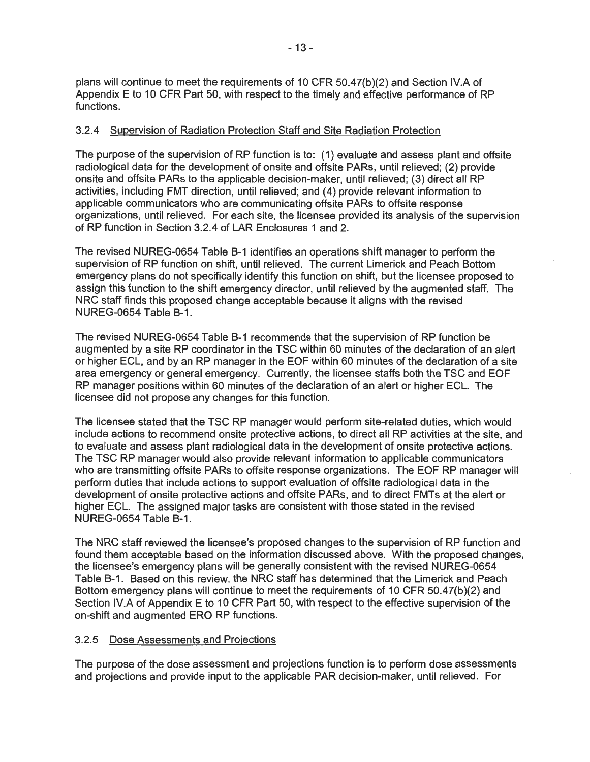plans will continue to meet the requirements of 10 CFR 50.47(b)(2) and Section IV.A of Appendix E to 10 CFR Part 50, with respect to the timely and effective performance of RP functions.

### 3.2.4 Supervision of Radiation Protection Staff and Site Radiation Protection

The purpose of the supervision of RP function is to: (1) evaluate and assess plant and offsite radiological data for the development of onsite and offsite PARs, until relieved; (2) provide onsite and offsite PARs to the applicable decision-maker, until relieved; (3) direct all RP activities, including FMT direction, until relieved; and (4) provide relevant information to applicable communicators who are communicating offsite PARs to offsite response organizations, until relieved. For each site, the licensee provided its analysis of the supervision of RP function in Section 3.2.4 of LAR Enclosures 1 and 2.

The revised NUREG-0654 Table B-1 identifies an operations shift manager to perform the supervision of RP function on shift, until relieved. The current Limerick and Peach Bottom emergency plans do not specifically identify this function on shift, but the licensee proposed to assign this function to the shift emergency director, until relieved by the augmented staff. The NRC staff finds this proposed change acceptable because it aligns with the revised NUREG-0654 Table B-1.

The revised NUREG-0654 Table B-1 recommends that the supervision of RP function be augmented by a site RP coordinator in the TSC within 60 minutes of the declaration of an alert or higher ECL, and by an RP manager in the EOF within 60 minutes of the declaration of a site area emergency or general emergency. Currently, the licensee staffs both the TSC and EOF RP manager positions within 60 minutes of the declaration of an alert or higher ECL. The licensee did not propose any changes for this function.

The licensee stated that the TSC RP manager would perform site-related duties, which would include actions to recommend onsite protective actions, to direct all RP activities at the site, and to evaluate and assess plant radiological data in the development of onsite protective actions. The TSC RP manager would also provide relevant information to applicable communicators who are transmitting offsite PARs to offsite response organizations. The EOF RP manager will perform duties that include actions to support evaluation of offsite radiological data in the development of onsite protective actions and offsite PARs, and to direct FMTs at the alert or higher ECL. The assigned major tasks are consistent with those stated in the revised NUREG-0654 Table B-1.

The NRC staff reviewed the licensee's proposed changes to the supervision of RP function and found them acceptable based on the information discussed above. With the proposed changes, the licensee's emergency plans will be generally consistent with the revised NUREG-0654 Table B-1. Based on this review, the NRC staff has determined that the Limerick and Peach Bottom emergency plans will continue to meet the requirements of 10 CFR 50.47(b)(2) and Section IV.A of Appendix E to 10 CFR Part 50, with respect to the effective supervision of the on-shift and augmented ERO RP functions.

### 3.2.5 Dose Assessments and Projections

The purpose of the dose assessment and projections function is to perform dose assessments and projections and provide input to the applicable PAR decision-maker, until relieved. For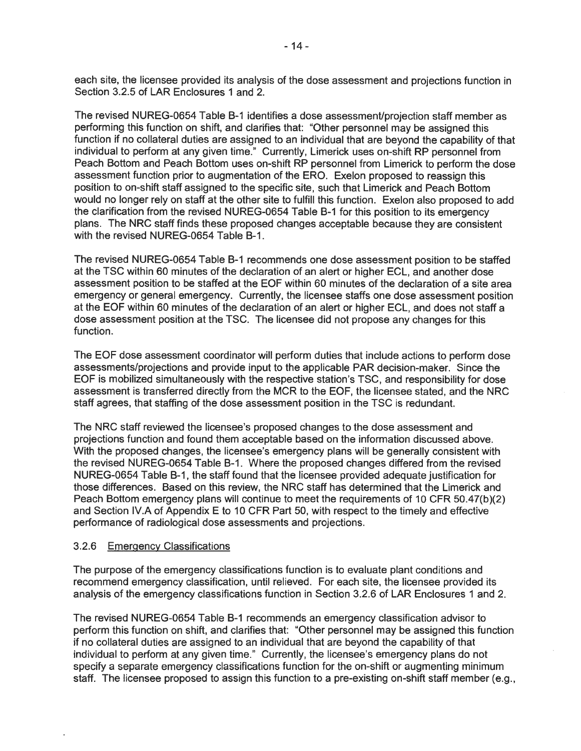each site, the licensee provided its analysis of the dose assessment and projections function in Section 3.2.5 of LAR Enclosures 1 and 2.

The revised NUREG-0654 Table B-1 identifies a dose assessment/projection staff member as performing this function on shift, and clarifies that: "Other personnel may be assigned this function if no collateral duties are assigned to an individual that are beyond the capability of that individual to perform at any given time." Currently, Limerick uses on-shift RP personnel from Peach Bottom and Peach Bottom uses on-shift RP personnel from Limerick to perform the dose assessment function prior to augmentation of the ERO. Exelon proposed to reassign this position to on-shift staff assigned to the specific site, such that Limerick and Peach Bottom would no longer rely on staff at the other site to fulfill this function. Exelon also proposed to add the clarification from the revised NUREG-0654 Table B-1 for this position to its emergency plans. The NRC staff finds these proposed changes acceptable because they are consistent with the revised NUREG-0654 Table B-1.

The revised NUREG-0654 Table B-1 recommends one dose assessment position to be staffed at the TSC within 60 minutes of the declaration of an alert or higher ECL, and another dose assessment position to be staffed at the EOF within 60 minutes of the declaration of a site area emergency or general emergency. Currently, the licensee staffs one dose assessment position at the EOF within 60 minutes of the declaration of an alert or higher ECL, and does not staff a dose assessment position at the TSC. The licensee did not propose any changes for this function.

The EOF dose assessment coordinator will perform duties that include actions to perform dose assessments/projections and provide input to the applicable PAR decision-maker. Since the EOF is mobilized simultaneously with the respective station's TSC, and responsibility for dose assessment is transferred directly from the MCR to the EOF, the licensee stated, and the NRC staff agrees, that staffing of the dose assessment position in the TSC is redundant.

The NRC staff reviewed the licensee's proposed changes to the dose assessment and projections function and found them acceptable based on the information discussed above. With the proposed changes, the licensee's emergency plans will be generally consistent with the revised NUREG-0654 Table B-1. Where the proposed changes differed from the revised NUREG-0654 Table B-1, the staff found that the licensee provided adequate justification for those differences. Based on this review, the NRC staff has determined that the Limerick and Peach Bottom emergency plans will continue to meet the requirements of 10 CFR 50.47(b)(2) and Section IV.A of Appendix E to 10 CFR Part 50, with respect to the timely and effective performance of radiological dose assessments and projections.

### 3.2.6 Emergency Classifications

The purpose of the emergency classifications function is to evaluate plant conditions and recommend emergency classification, until relieved. For each site, the licensee provided its analysis of the emergency classifications function in Section 3.2.6 of LAR Enclosures 1 and 2.

The revised NUREG-0654 Table B-1 recommends an emergency classification advisor to perform this function on shift, and clarifies that: "Other personnel may be assigned this function if no collateral duties are assigned to an individual that are beyond the capability of that individual to perform at any given time." Currently, the licensee's emergency plans do not specify a separate emergency classifications function for the on-shift or augmenting minimum staff. The licensee proposed to assign this function to a pre-existing on-shift staff member (e.g.,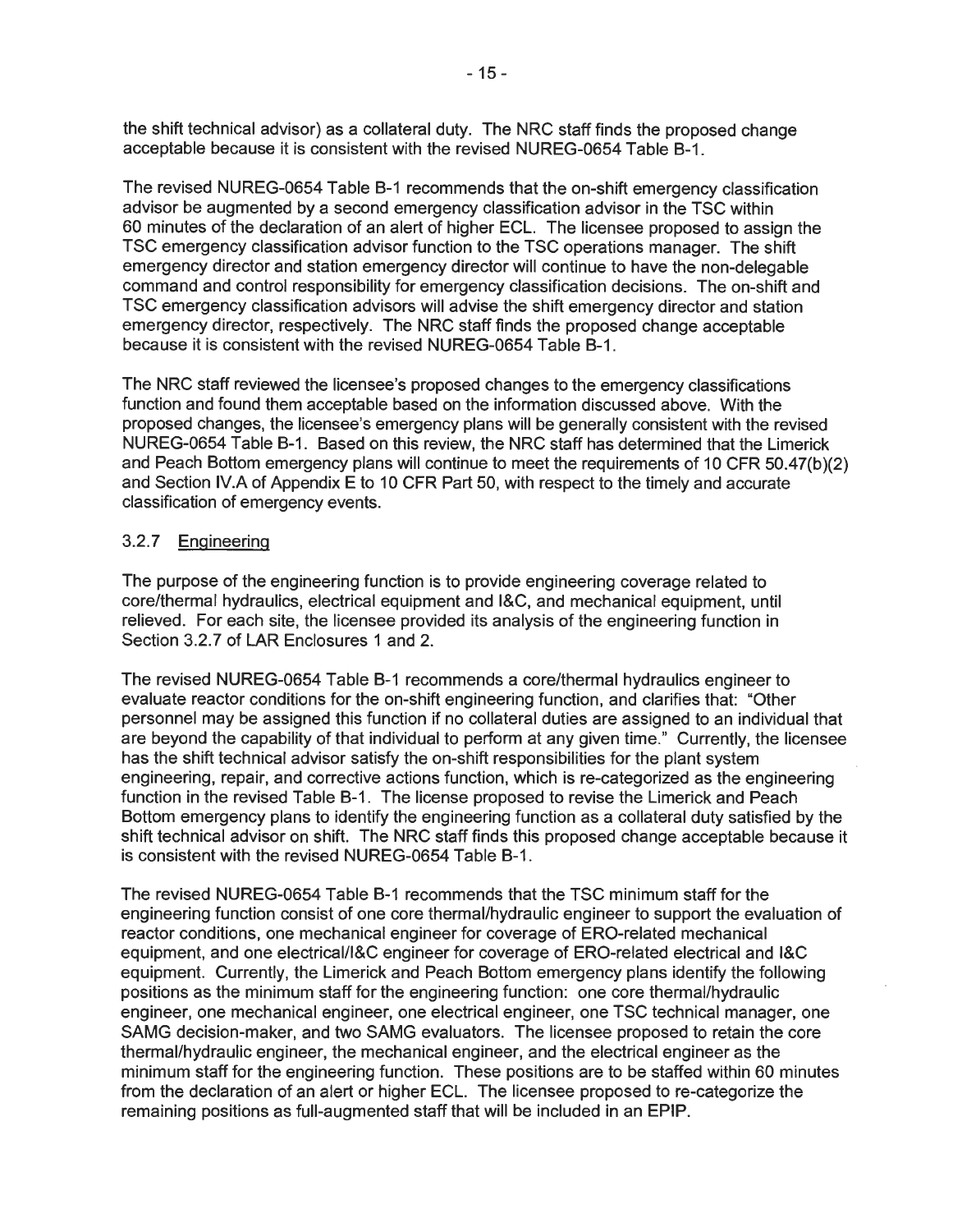the shift technical advisor) as a collateral duty. The NRC staff finds the proposed change acceptable because it is consistent with the revised NUREG-0654 Table B-1.

The revised NUREG-0654 Table B-1 recommends that the on-shift emergency classification advisor be augmented by a second emergency classification advisor in the TSC within 60 minutes of the declaration of an alert of higher ECL. The licensee proposed to assign the TSC emergency classification advisor function to the TSC operations manager. The shift emergency director and station emergency director will continue to have the non-delegable command and control responsibility for emergency classification decisions. The on-shift and TSC emergency classification advisors will advise the shift emergency director and station emergency director, respectively. The NRC staff finds the proposed change acceptable because it is consistent with the revised NUREG-0654 Table B-1.

The NRC staff reviewed the licensee's proposed changes to the emergency classifications function and found them acceptable based on the information discussed above. With the proposed changes, the licensee's emergency plans will be generally consistent with the revised NUREG-0654 Table B-1. Based on this review, the NRC staff has determined that the Limerick and Peach Bottom emergency plans will continue to meet the requirements of 10 CFR 50.47(b)(2) and Section IV.A of Appendix E to 10 CFR Part 50, with respect to the timely and accurate classification of emergency events.

### 3.2.7 Engineering

The purpose of the engineering function is to provide engineering coverage related to core/thermal hydraulics, electrical equipment and I&C, and mechanical equipment, until relieved. For each site, the licensee provided its analysis of the engineering function in Section 3.2.7 of LAR Enclosures 1 and 2.

The revised NUREG-0654 Table B-1 recommends a core/thermal hydraulics engineer to evaluate reactor conditions for the on-shift engineering function, and clarifies that: "Other personnel may be assigned this function if no collateral duties are assigned to an individual that are beyond the capability of that individual to perform at any given time." Currently, the licensee has the shift technical advisor satisfy the on-shift responsibilities for the plant system engineering, repair, and corrective actions function, which is re-categorized as the engineering function in the revised Table B-1. The license proposed to revise the Limerick and Peach Bottom emergency plans to identify the engineering function as a collateral duty satisfied by the shift technical advisor on shift. The NRC staff finds this proposed change acceptable because it is consistent with the revised NUREG-0654 Table B-1.

The revised NUREG-0654 Table B-1 recommends that the TSC minimum staff for the engineering function consist of one core thermal/hydraulic engineer to support the evaluation of reactor conditions, one mechanical engineer for coverage of ERO-related mechanical equipment, and one electrical/I&C engineer for coverage of ERO-related electrical and I&C equipment. Currently, the Limerick and Peach Bottom emergency plans identify the following positions as the minimum staff for the engineering function: one core thermal/hydraulic engineer, one mechanical engineer, one electrical engineer, one TSC technical manager, one SAMG decision-maker, and two SAMG evaluators. The licensee proposed to retain the core thermal/hydraulic engineer, the mechanical engineer, and the electrical engineer as the minimum staff for the engineering function. These positions are to be staffed within 60 minutes from the declaration of an alert or higher ECL. The licensee proposed to re-categorize the remaining positions as full-augmented staff that will be included in an EPIP.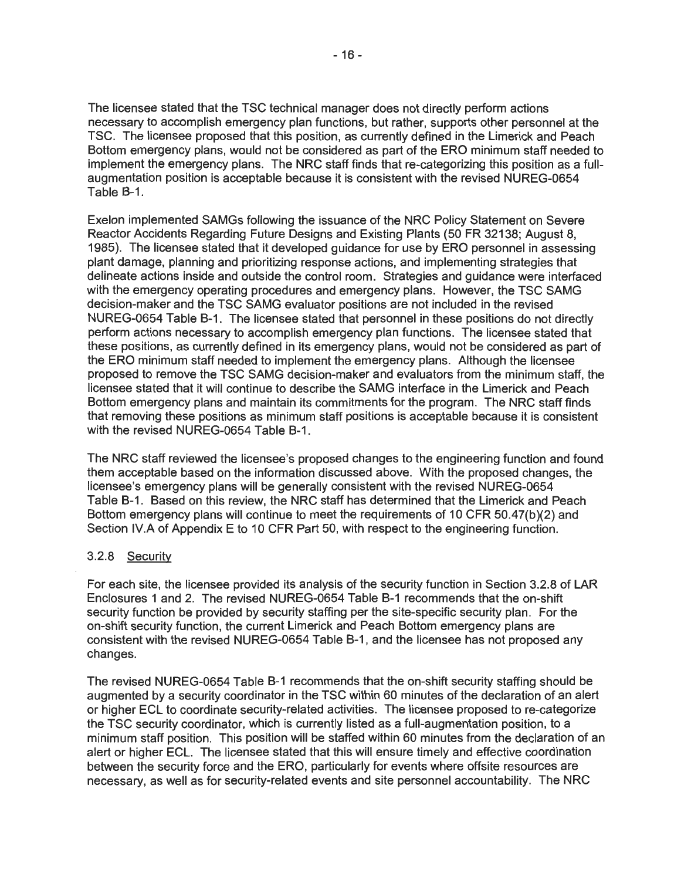The licensee stated that the TSC technical manager does not directly perform actions necessary to accomplish emergency plan functions, but rather, supports other personnel at the TSC. The licensee proposed that this position, as currently defined in the Limerick and Peach Bottom emergency plans, would not be considered as part of the ERO minimum staff needed to implement the emergency plans. The NRC staff finds that re-categorizing this position as a full-augmentation position is acceptable because it is consistent with the revised NUREG-0654 Table B-1.

Exelon implemented SAMGs following the issuance of the NRC Policy Statement on Severe Reactor Accidents Regarding Future Designs and Existing Plants (50 FR 32138; August 8, 1985). The licensee stated that it developed guidance for use by ERO personnel in assessing plant damage, planning and prioritizing response actions, and implementing strategies that delineate actions inside and outside the control room. Strategies and guidance were interfaced with the emergency operating procedures and emergency plans. However, the TSC SAMG decision-maker and the TSC SAMG evaluator positions are not included in the revised NUREG-0654 Table B-1. The licensee stated that personnel in these positions do not directly perform actions necessary to accomplish emergency plan functions. The licensee stated that these positions, as currently defined in its emergency plans, would not be considered as part of the ERO minimum staff needed to implement the emergency plans. Although the licensee proposed to remove the TSC SAMG decision-maker and evaluators from the minimum staff, the licensee stated that it will continue to describe the SAMG interface in the Limerick and Peach Bottom emergency plans and maintain its commitments for the program. The NRC staff finds that removing these positions as minimum staff positions is acceptable because it is consistent with the revised NUREG-0654 Table B-1.

The NRC staff reviewed the licensee's proposed changes to the engineering function and found them acceptable based on the information discussed above. With the proposed changes, the licensee's emergency plans will be generally consistent with the revised NUREG-0654 Table B-1. Based on this review, the NRC staff has determined that the Limerick and Peach Bottom emergency plans will continue to meet the requirements of 10 CFR 50.47(b)(2) and Section IV.A of Appendix E to 10 CFR Part 50, with respect to the engineering function.

### 3.2.8 Security

For each site, the licensee provided its analysis of the security function in Section 3.2.8 of LAR Enclosures 1 and 2. The revised NUREG-0654 Table B-1 recommends that the on-shift security function be provided by security staffing per the site-specific security plan. For the on-shift security function, the current Limerick and Peach Bottom emergency plans are consistent with the revised NUREG-0654 Table B-1, and the licensee has not proposed any changes.

The revised NUREG-0654 Table B-1 recommends that the on-shift security staffing should be augmented by a security coordinator in the TSC within 60 minutes of the declaration of an alert or higher ECL to coordinate security-related activities. The licensee proposed to re-categorize the TSC security coordinator, which is currently listed as a full-augmentation position, to a minimum staff position. This position will be staffed within 60 minutes from the declaration of an alert or higher ECL. The licensee stated that this will ensure timely and effective coordination between the security force and the ERO, particularly for events where offsite resources are necessary, as well as for security-related events and site personnel accountability. The NRC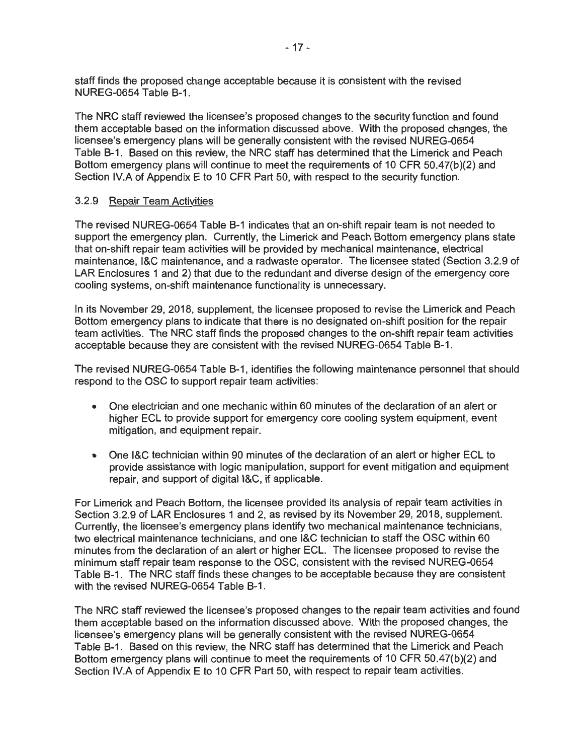staff finds the proposed change acceptable because it is consistent with the revised NUREG-0654 Table B-1.

The NRC staff reviewed the licensee's proposed changes to the security function and found them acceptable based on the information discussed above. With the proposed changes, the licensee's emergency plans will be generally consistent with the revised NUREG-0654 Table B-1. Based on this review, the NRC staff has determined that the Limerick and Peach Bottom emergency plans will continue to meet the requirements of 10 CFR 50.47(b)(2) and Section IV.A of Appendix E to 10 CFR Part 50, with respect to the security function.

### 3.2.9 Repair Team Activities

The revised NUREG-0654 Table B-1 indicates that an on-shift repair team is not needed to support the emergency plan. Currently, the Limerick and Peach Bottom emergency plans state that on-shift repair team activities will be provided by mechanical maintenance, electrical maintenance, I&C maintenance, and a radwaste operator. The licensee stated (Section 3.2.9 of LAR Enclosures 1 and 2) that due to the redundant and diverse design of the emergency core cooling systems, on-shift maintenance functionality is unnecessary.

In its November 29, 2018, supplement, the licensee proposed to revise the Limerick and Peach Bottom emergency plans to indicate that there is no designated on-shift position for the repair team activities. The NRC staff finds the proposed changes to the on-shift repair team activities acceptable because they are consistent with the revised NUREG-0654 Table B-1.

The revised NUREG-0654 Table B-1, identifies the following maintenance personnel that should respond to the OSC to support repair team activities:

- One electrician and one mechanic within 60 minutes of the declaration of an alert or higher ECL to provide support for emergency core cooling system equipment, event mitigation, and equipment repair.
- One I&C technician within 90 minutes of the declaration of an alert or higher ECL to provide assistance with logic manipulation, support for event mitigation and equipment repair, and support of digital I&C, if applicable.

For Limerick and Peach Bottom, the licensee provided its analysis of repair team activities in Section 3.2.9 of LAR Enclosures 1 and 2, as revised by its November 29, 2018, supplement. Currently, the licensee's emergency plans identify two mechanical maintenance technicians, two electrical maintenance technicians, and one I&C technician to staff the OSC within 60 minutes from the declaration of an alert or higher ECL. The licensee proposed to revise the minimum staff repair team response to the OSC, consistent with the revised NUREG-0654 Table B-1. The NRC staff finds these changes to be acceptable because they are consistent with the revised NUREG-0654 Table B-1.

The NRC staff reviewed the licensee's proposed changes to the repair team activities and found them acceptable based on the information discussed above. With the proposed changes, the licensee's emergency plans will be generally consistent with the revised NUREG-0654 Table B-1. Based on this review, the NRC staff has determined that the Limerick and Peach Bottom emergency plans will continue to meet the requirements of 10 CFR 50.47(b)(2) and Section IV.A of Appendix E to 10 CFR Part 50, with respect to repair team activities.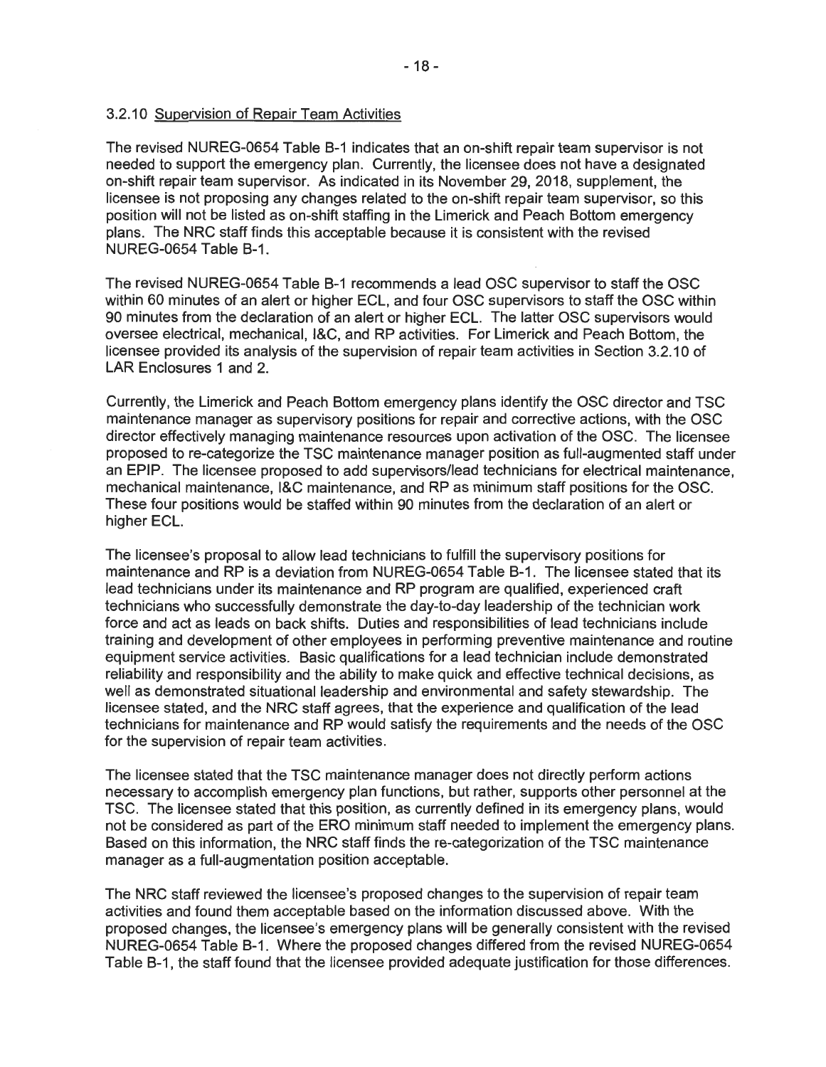### 3.2.10 Supervision of Repair Team Activities

The revised NUREG-0654 Table B-1 indicates that an on-shift repair team supervisor is not needed to support the emergency plan. Currently, the licensee does not have a designated on-shift repair team supervisor. As indicated in its November 29, 2018, supplement, the licensee is not proposing any changes related to the on-shift repair team supervisor, so this position will not be listed as on-shift staffing in the Limerick and Peach Bottom emergency plans. The NRC staff finds this acceptable because it is consistent with the revised NUREG-0654 Table B-1.

The revised NUREG-0654 Table B-1 recommends a lead OSC supervisor to staff the OSC within 60 minutes of an alert or higher ECL, and four OSC supervisors to staff the OSC within 90 minutes from the declaration of an alert or higher ECL. The latter OSC supervisors would oversee electrical, mechanical, I&C, and RP activities. For Limerick and Peach Bottom, the licensee provided its analysis of the supervision of repair team activities in Section 3.2.10 of LAR Enclosures 1 and 2.

Currently, the Limerick and Peach Bottom emergency plans identify the OSC director and TSC maintenance manager as supervisory positions for repair and corrective actions, with the OSC director effectively managing maintenance resources upon activation of the OSC. The licensee proposed to re-categorize the TSC maintenance manager position as full-augmented staff under an EPIP. The licensee proposed to add supervisors/lead technicians for electrical maintenance, mechanical maintenance, I&C maintenance, and RP as minimum staff positions for the OSC. These four positions would be staffed within 90 minutes from the declaration of an alert or higher ECL.

The licensee's proposal to allow lead technicians to fulfill the supervisory positions for maintenance and RP is a deviation from NUREG-0654 Table B-1. The licensee stated that its lead technicians under its maintenance and RP program are qualified, experienced craft technicians who successfully demonstrate the day-to-day leadership of the technician work force and act as leads on back shifts. Duties and responsibilities of lead technicians include training and development of other employees in performing preventive maintenance and routine equipment service activities. Basic qualifications for a lead technician include demonstrated reliability and responsibility and the ability to make quick and effective technical decisions, as well as demonstrated situational leadership and environmental and safety stewardship. The licensee stated, and the NRC staff agrees, that the experience and qualification of the lead technicians for maintenance and RP would satisfy the requirements and the needs of the OSC for the supervision of repair team activities.

The licensee stated that the TSC maintenance manager does not directly perform actions necessary to accomplish emergency plan functions, but rather, supports other personnel at the TSC. The licensee stated that this position, as currently defined in its emergency plans, would not be considered as part of the ERO minimum staff needed to implement the emergency plans. Based on this information, the NRC staff finds the re-categorization of the TSC maintenance manager as a full-augmentation position acceptable.

The NRC staff reviewed the licensee's proposed changes to the supervision of repair team activities and found them acceptable based on the information discussed above. With the proposed changes, the licensee's emergency plans will be generally consistent with the revised NUREG-0654 Table B-1. Where the proposed changes differed from the revised NUREG-0654 Table B-1, the staff found that the licensee provided adequate justification for those differences.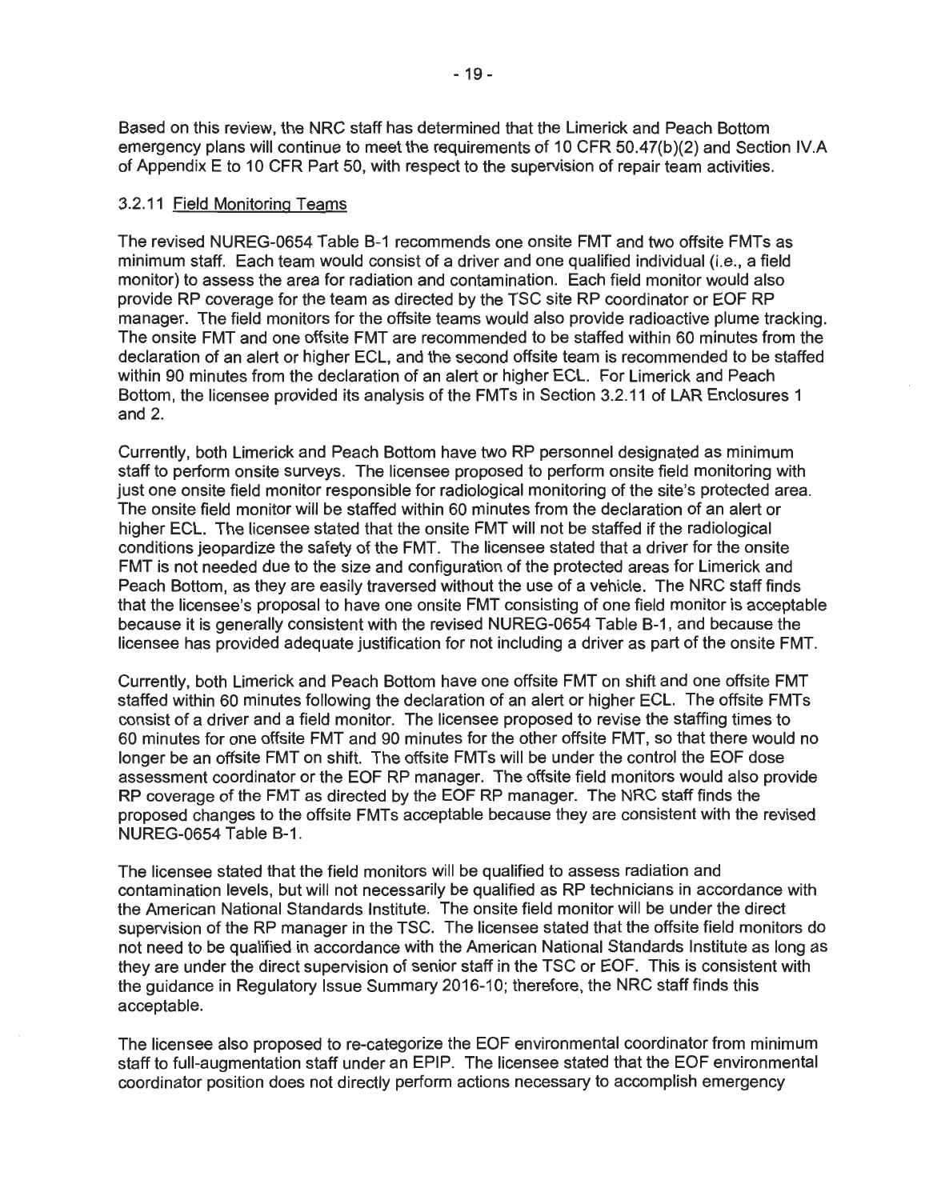Based on this review, the NRC staff has determined that the Limerick and Peach Bottom emergency plans will continue to meet the requirements of 10 CFR 50.47(b)(2) and Section IV.A of Appendix E to 10 CFR Part 50, with respect to the supervision of repair team activities.

### 3.2.11 Field Monitoring Teams

The revised NUREG-0654 Table B-1 recommends one onsite FMT and two offsite FMTs as minimum staff. Each team would consist of a driver and one qualified individual (i.e., a field monitor) to assess the area for radiation and contamination. Each field monitor would also provide RP coverage for the team as directed by the TSC site RP coordinator or EOF RP manager. The field monitors for the offsite teams would also provide radioactive plume tracking. The onsite FMT and one offsite FMT are recommended to be staffed within 60 minutes from the declaration of an alert or higher ECL, and the second offsite team is recommended to be staffed within 90 minutes from the declaration of an alert or higher ECL. For Limerick and Peach Bottom, the licensee provided its analysis of the FMTs in Section 3.2.11 of LAR Enclosures 1 and 2.

Currently, both Limerick and Peach Bottom have two RP personnel designated as minimum staff to perform onsite surveys. The licensee proposed to perform onsite field monitoring with just one onsite field monitor responsible for radiological monitoring of the site's protected area. The onsite field monitor will be staffed within 60 minutes from the declaration of an alert or higher ECL. The licensee stated that the onsite FMT will not be staffed if the radiological conditions jeopardize the safety of the FMT. The licensee stated that a driver for the onsite FMT is not needed due to the size and configuration of the protected areas for Limerick and Peach Bottom, as they are easily traversed without the use of a vehicle. The NRC staff finds that the licensee's proposal to have one onsite FMT consisting of one field monitor is acceptable because it is generally consistent with the revised NUREG-0654 Table B-1, and because the licensee has provided adequate justification for not including a driver as part of the onsite FMT.

Currently, both Limerick and Peach Bottom have one offsite FMT on shift and one offsite FMT staffed within 60 minutes following the declaration of an alert or higher ECL. The offsite FMTs consist of a driver and a field monitor. The licensee proposed to revise the staffing times to 60 minutes for one offsite FMT and 90 minutes for the other offsite FMT, so that there would no longer be an offsite FMT on shift. The offsite FMTs will be under the control the EOF dose assessment coordinator or the EOF RP manager. The offsite field monitors would also provide RP coverage of the FMT as directed by the EOF RP manager. The NRC staff finds the proposed changes to the offsite FMTs acceptable because they are consistent with the revised NUREG-0654 Table B-1.

The licensee stated that the field monitors will be qualified to assess radiation and contamination levels, but will not necessarily be qualified as RP technicians in accordance with the American National Standards Institute. The onsite field monitor will be under the direct supervision of the RP manager in the TSC. The licensee stated that the offsite field monitors do not need to be qualified in accordance with the American National Standards Institute as long as they are under the direct supervision of senior staff in the TSC or EOF. This is consistent with the guidance in Regulatory Issue Summary 2016-10; therefore, the NRC staff finds this acceptable.

The licensee also proposed to re-categorize the EOF environmental coordinator from minimum staff to full-augmentation staff under an EPIP. The licensee stated that the EOF environmental coordinator position does not directly perform actions necessary to accomplish emergency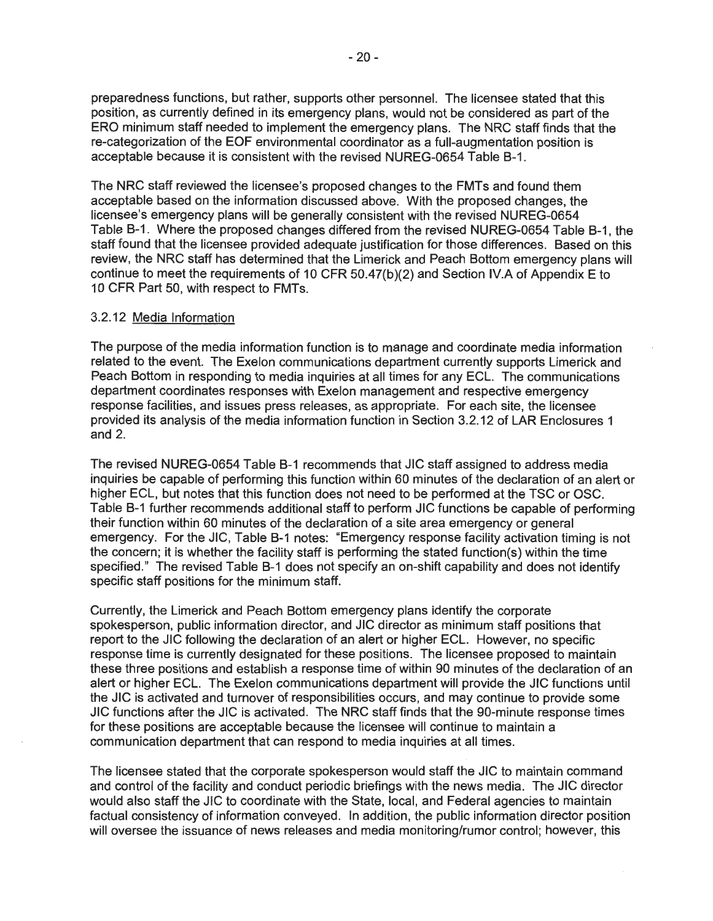preparedness functions, but rather, supports other personnel. The licensee stated that this position, as currently defined in its emergency plans, would not be considered as part of the ERO minimum staff needed to implement the emergency plans. The NRC staff finds that the re-categorization of the EOF environmental coordinator as a full-augmentation position is acceptable because it is consistent with the revised NUREG-0654 Table B-1.

The NRC staff reviewed the licensee's proposed changes to the FMTs and found them acceptable based on the information discussed above. With the proposed changes, the licensee's emergency plans will be generally consistent with the revised NUREG-0654 Table B-1. Where the proposed changes differed from the revised NUREG-0654 Table B-1, the staff found that the licensee provided adequate justification for those differences. Based on this review, the NRC staff has determined that the Limerick and Peach Bottom emergency plans will continue to meet the requirements of 10 CFR 50.47(b)(2) and Section IV.A of Appendix E to 10 CFR Part 50, with respect to FMTs.

### 3.2.12 Media Information

The purpose of the media information function is to manage and coordinate media information related to the event. The Exelon communications department currently supports Limerick and Peach Bottom in responding to media inquiries at all times for any ECL. The communications department coordinates responses with Exelon management and respective emergency response facilities, and issues press releases, as appropriate. For each site, the licensee provided its analysis of the media information function in Section 3.2.12 of LAR Enclosures 1 and 2.

The revised NUREG-0654 Table B-1 recommends that JIC staff assigned to address media inquiries be capable of performing this function within 60 minutes of the declaration of an alert or higher ECL, but notes that this function does not need to be performed at the TSC or OSC. Table B-1 further recommends additional staff to perform JIC functions be capable of performing their function within 60 minutes of the declaration of a site area emergency or general emergency. For the JIC, Table B-1 notes: "Emergency response facility activation timing is not the concern; it is whether the facility staff is performing the stated function(s) within the time specified." The revised Table B-1 does not specify an on-shift capability and does not identify specific staff positions for the minimum staff.

Currently, the Limerick and Peach Bottom emergency plans identify the corporate spokesperson, public information director, and JIC director as minimum staff positions that report to the JIC following the declaration of an alert or higher ECL. However, no specific response time is currently designated for these positions. The licensee proposed to maintain these three positions and establish a response time of within 90 minutes of the declaration of an alert or higher ECL. The Exelon communications department will provide the JIC functions until the JIC is activated and turnover of responsibilities occurs, and may continue to provide some JIC functions after the JIC is activated. The NRC staff finds that the 90-minute response times for these positions are acceptable because the licensee will continue to maintain a communication department that can respond to media inquiries at all times.

The licensee stated that the corporate spokesperson would staff the JIC to maintain command and control of the facility and conduct periodic briefings with the news media. The JIC director would also staff the JIC to coordinate with the State, local, and Federal agencies to maintain factual consistency of information conveyed. In addition, the public information director position will oversee the issuance of news releases and media monitoring/rumor control; however, this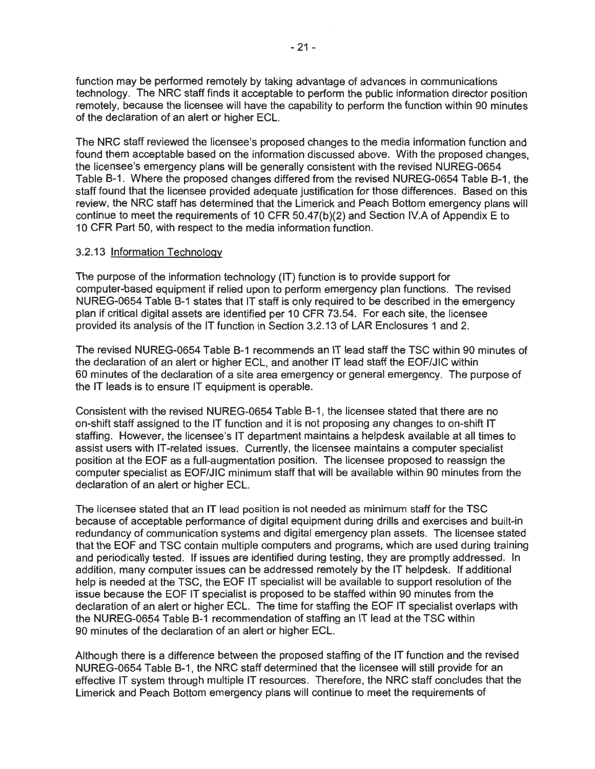function may be performed remotely by taking advantage of advances in communications technology. The NRC staff finds it acceptable to perform the public information director position remotely, because the licensee will have the capability to perform the function within 90 minutes of the declaration of an alert or higher ECL.

The NRC staff reviewed the licensee's proposed changes to the media information function and found them acceptable based on the information discussed above. With the proposed changes, the licensee's emergency plans will be generally consistent with the revised NUREG-0654 Table B-1. Where the proposed changes differed from the revised NUREG-0654 Table B-1, the staff found that the licensee provided adequate justification for those differences. Based on this review, the NRC staff has determined that the Limerick and Peach Bottom emergency plans will continue to meet the requirements of 10 CFR 50.47(b)(2) and Section IV.A of Appendix E to 10 CFR Part 50, with respect to the media information function.

### 3.2.13 Information Technology

The purpose of the information technology (IT) function is to provide support for computer-based equipment if relied upon to perform emergency plan functions. The revised NUREG-0654 Table B-1 states that IT staff is only required to be described in the emergency plan if critical digital assets are identified per 10 CFR 73.54. For each site, the licensee provided its analysis of the IT function in Section 3.2.13 of LAR Enclosures 1 and 2.

The revised NUREG-0654 Table B-1 recommends an IT lead staff the TSC within 90 minutes of the declaration of an alert or higher ECL, and another IT lead staff the EOF/JIC within 60 minutes of the declaration of a site area emergency or general emergency. The purpose of the IT leads is to ensure IT equipment is operable.

Consistent with the revised NUREG-0654 Table B-1, the licensee stated that there are no on-shift staff assigned to the IT function and it is not proposing any changes to on-shift IT staffing. However, the licensee's IT department maintains a helpdesk available at all times to assist users with IT-related issues. Currently, the licensee maintains a computer specialist position at the EOF as a full-augmentation position. The licensee proposed to reassign the computer specialist as EOF/JIC minimum staff that will be available within 90 minutes from the declaration of an alert or higher ECL.

The licensee stated that an IT lead position is not needed as minimum staff for the TSC because of acceptable performance of digital equipment during drills and exercises and built-in redundancy of communication systems and digital emergency plan assets. The licensee stated that the EOF and TSC contain multiple computers and programs, which are used during training and periodically tested. If issues are identified during testing, they are promptly addressed. In addition, many computer issues can be addressed remotely by the IT helpdesk. If additional help is needed at the TSC, the EOF IT specialist will be available to support resolution of the issue because the EOF IT specialist is proposed to be staffed within 90 minutes from the declaration of an alert or higher ECL. The time for staffing the EOF IT specialist overlaps with the NUREG-0654 Table B-1 recommendation of staffing an IT lead at the TSC within 90 minutes of the declaration of an alert or higher ECL.

Although there is a difference between the proposed staffing of the IT function and the revised NUREG-0654 Table B-1, the NRC staff determined that the licensee will still provide for an effective IT system through multiple IT resources. Therefore, the NRC staff concludes that the Limerick and Peach Bottom emergency plans will continue to meet the requirements of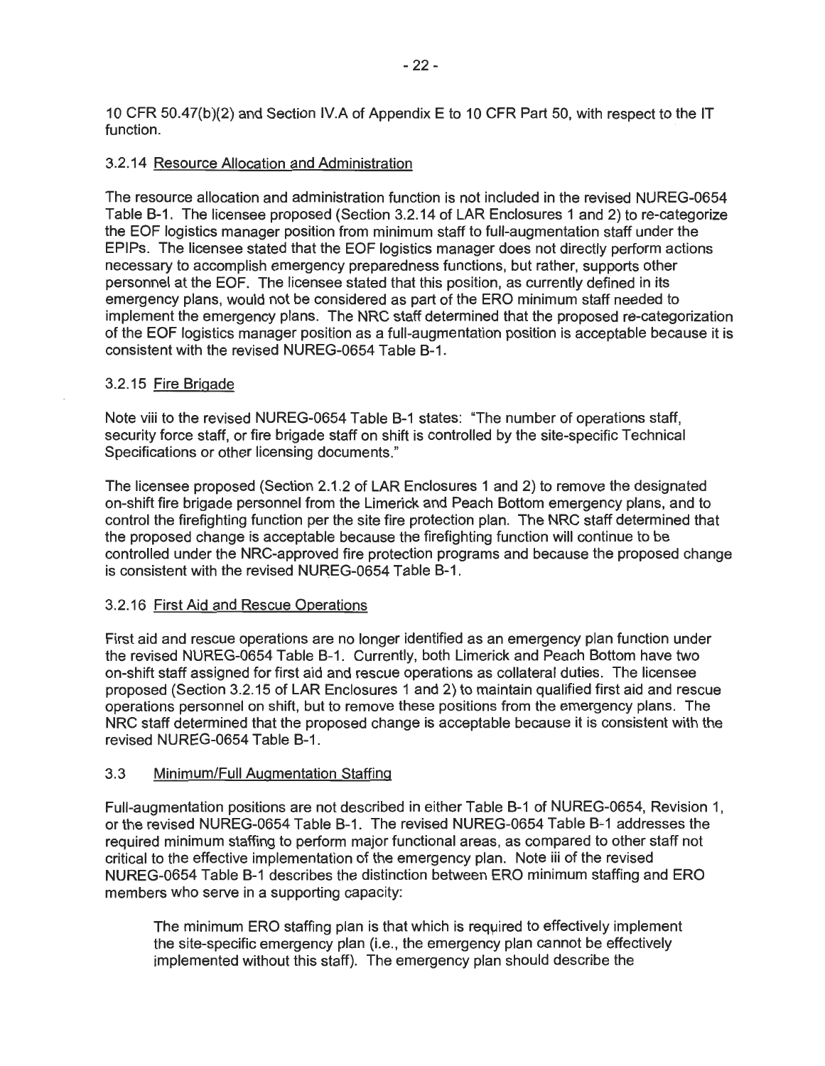10 CFR 50.47(b)(2) and Section IV.A of Appendix E to 10 CFR Part 50, with respect to the IT function.

### 3.2.14 Resource Allocation and Administration

The resource allocation and administration function is not included in the revised NUREG-0654 Table B-1. The licensee proposed (Section 3.2.14 of LAR Enclosures 1 and 2) to re-categorize the EOF logistics manager position from minimum staff to full-augmentation staff under the EPIPs. The licensee stated that the EOF logistics manager does not directly perform actions necessary to accomplish emergency preparedness functions, but rather, supports other personnel at the EOF. The licensee stated that this position, as currently defined in its emergency plans, would not be considered as part of the ERO minimum staff needed to implement the emergency plans. The NRC staff determined that the proposed re-categorization of the EOF logistics manager position as a full-augmentation position is acceptable because it is consistent with the revised NUREG-0654 Table B-1.

### 3.2.15 Fire Brigade

Note viii to the revised NUREG-0654 Table B-1 states: "The number of operations staff, security force staff, or fire brigade staff on shift is controlled by the site-specific Technical Specifications or other licensing documents."

The licensee proposed (Section 2.1.2 of LAR Enclosures 1 and 2) to remove the designated on-shift fire brigade personnel from the Limerick and Peach Bottom emergency plans, and to control the firefighting function per the site fire protection plan. The NRC staff determined that the proposed change is acceptable because the firefighting function will continue to be controlled under the NRC-approved fire protection programs and because the proposed change is consistent with the revised NUREG-0654 Table B-1.

### 3.2.16 First Aid and Rescue Operations

First aid and rescue operations are no longer identified as an emergency plan function under the revised NUREG-0654 Table B-1. Currently, both Limerick and Peach Bottom have two on-shift staff assigned for first aid and rescue operations as collateral duties. The licensee proposed (Section 3.2.15 of LAR Enclosures 1 and 2) to maintain qualified first aid and rescue operations personnel on shift, but to remove these positions from the emergency plans. The NRC staff determined that the proposed change is acceptable because it is consistent with the revised NUREG-0654 Table B-1.

## 3.3 Minimum/Full Augmentation Staffing

Full-augmentation positions are not described in either Table B-1 of NUREG-0654, Revision 1, or the revised NUREG-0654 Table B-1. The revised NUREG-0654 Table B-1 addresses the required minimum staffing to perform major functional areas, as compared to other staff not critical to the effective implementation of the emergency plan. Note iii of the revised NUREG-0654 Table B-1 describes the distinction between ERO minimum staffing and ERO members who serve in a supporting capacity:

> The minimum ERO staffing plan is that which is required to effectively implement the site-specific emergency plan (i.e., the emergency plan cannot be effectively implemented without this staff). The emergency plan should describe the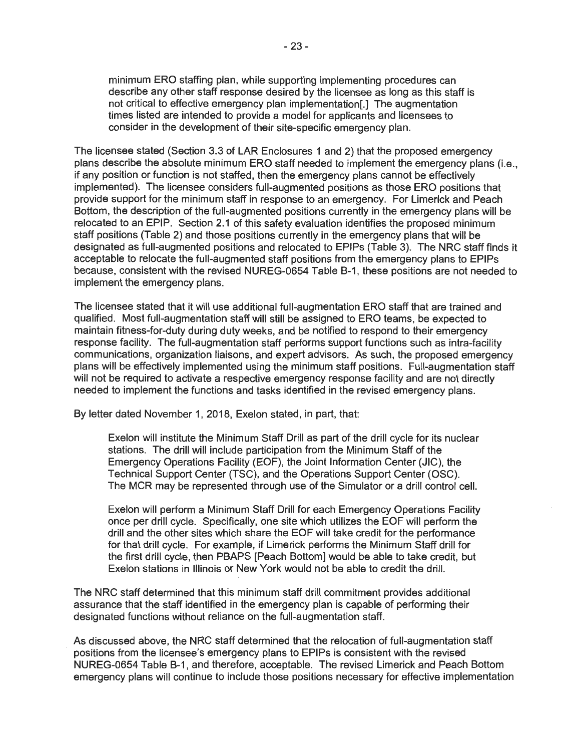minimum ERO staffing plan, while supporting implementing procedures can describe any other staff response desired by the licensee as long as this staff is not critical to effective emergency plan implementation[.] The augmentation times listed are intended to provide a model for applicants and licensees to consider in the development of their site-specific emergency plan.

The licensee stated (Section 3.3 of LAR Enclosures 1 and 2) that the proposed emergency plans describe the absolute minimum ERO staff needed to implement the emergency plans (i.e., if any position or function is not staffed, then the emergency plans cannot be effectively implemented). The licensee considers full-augmented positions as those ERO positions that provide support for the minimum staff in response to an emergency. For Limerick and Peach Bottom, the description of the full-augmented positions currently in the emergency plans will be relocated to an EPIP. Section 2.1 of this safety evaluation identifies the proposed minimum staff positions (Table 2) and those positions currently in the emergency plans that will be designated as full-augmented positions and relocated to EPIPs (Table 3). The NRC staff finds it acceptable to relocate the full-augmented staff positions from the emergency plans to EPIPs because, consistent with the revised NUREG-0654 Table B-1, these positions are not needed to implement the emergency plans.

The licensee stated that it will use additional full-augmentation ERO staff that are trained and qualified. Most full-augmentation staff will still be assigned to ERO teams, be expected to maintain fitness-for-duty during duty weeks, and be notified to respond to their emergency response facility. The full-augmentation staff performs support functions such as intra-facility communications, organization liaisons, and expert advisors. As such, the proposed emergency plans will be effectively implemented using the minimum staff positions. Full-augmentation staff will not be required to activate a respective emergency response facility and are not directly needed to implement the functions and tasks identified in the revised emergency plans.

By letter dated November 1, 2018, Exelon stated, in part, that:

> Exelon will institute the Minimum Staff Drill as part of the drill cycle for its nuclear stations. The drill will include participation from the Minimum Staff of the Emergency Operations Facility (EOF), the Joint Information Center (JIC), the Technical Support Center (TSC), and the Operations Support Center (OSC). The MCR may be represented through use of the Simulator or a drill control cell.
>
> Exelon will perform a Minimum Staff Drill for each Emergency Operations Facility once per drill cycle. Specifically, one site which utilizes the EOF will perform the drill and the other sites which share the EOF will take credit for the performance for that drill cycle. For example, if Limerick performs the Minimum Staff drill for the first drill cycle, then PBAPS [Peach Bottom] would be able to take credit, but Exelon stations in Illinois or New York would not be able to credit the drill.

The NRC staff determined that this minimum staff drill commitment provides additional assurance that the staff identified in the emergency plan is capable of performing their designated functions without reliance on the full-augmentation staff.

As discussed above, the NRC staff determined that the relocation of full-augmentation staff positions from the licensee's emergency plans to EPIPs is consistent with the revised NUREG-0654 Table B-1, and therefore, acceptable. The revised Limerick and Peach Bottom emergency plans will continue to include those positions necessary for effective implementation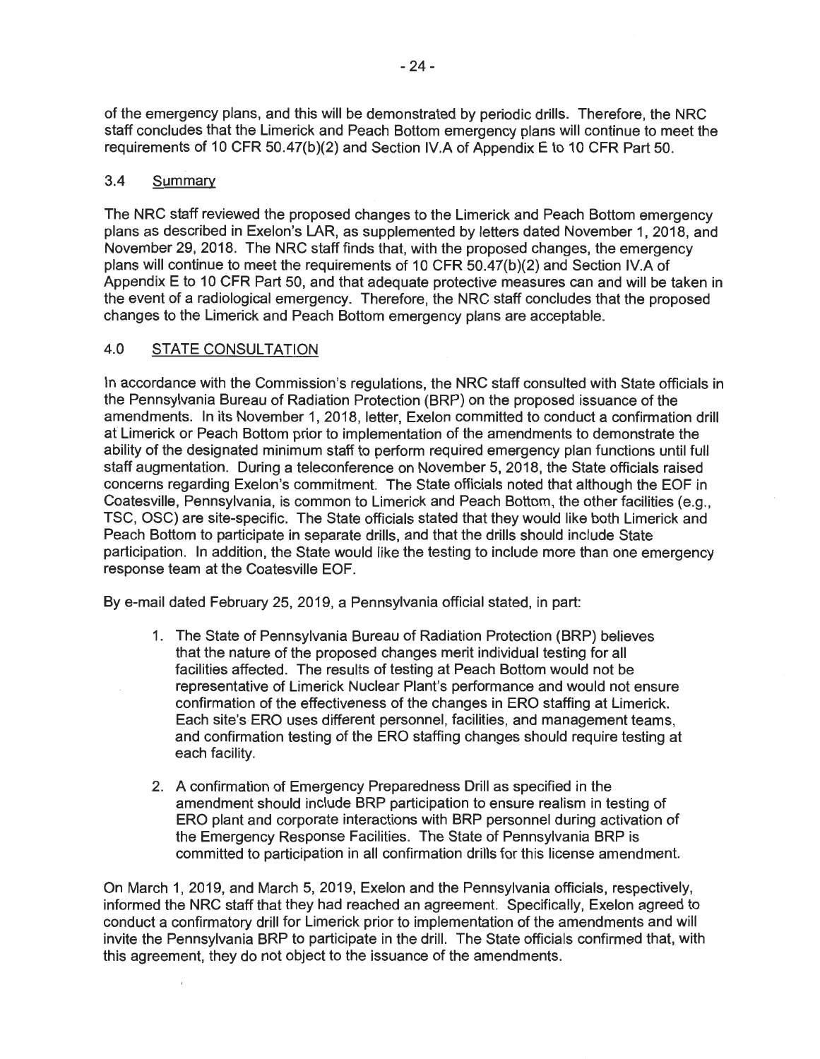of the emergency plans, and this will be demonstrated by periodic drills. Therefore, the NRC staff concludes that the Limerick and Peach Bottom emergency plans will continue to meet the requirements of 10 CFR 50.47(b)(2) and Section IV.A of Appendix E to 10 CFR Part 50.

### 3.4 Summary

The NRC staff reviewed the proposed changes to the Limerick and Peach Bottom emergency plans as described in Exelon's LAR, as supplemented by letters dated November 1, 2018, and November 29, 2018. The NRC staff finds that, with the proposed changes, the emergency plans will continue to meet the requirements of 10 CFR 50.47(b)(2) and Section IV.A of Appendix E to 10 CFR Part 50, and that adequate protective measures can and will be taken in the event of a radiological emergency. Therefore, the NRC staff concludes that the proposed changes to the Limerick and Peach Bottom emergency plans are acceptable.

## 4.0 STATE CONSULTATION

In accordance with the Commission's regulations, the NRC staff consulted with State officials in the Pennsylvania Bureau of Radiation Protection (BRP) on the proposed issuance of the amendments. In its November 1, 2018, letter, Exelon committed to conduct a confirmation drill at Limerick or Peach Bottom prior to implementation of the amendments to demonstrate the ability of the designated minimum staff to perform required emergency plan functions until full staff augmentation. During a teleconference on November 5, 2018, the State officials raised concerns regarding Exelon's commitment. The State officials noted that although the EOF in Coatesville, Pennsylvania, is common to Limerick and Peach Bottom, the other facilities (e.g., TSC, OSC) are site-specific. The State officials stated that they would like both Limerick and Peach Bottom to participate in separate drills, and that the drills should include State participation. In addition, the State would like the testing to include more than one emergency response team at the Coatesville EOF.

By e-mail dated February 25, 2019, a Pennsylvania official stated, in part:

1. The State of Pennsylvania Bureau of Radiation Protection (BRP) believes that the nature of the proposed changes merit individual testing for all facilities affected. The results of testing at Peach Bottom would not be representative of Limerick Nuclear Plant's performance and would not ensure confirmation of the effectiveness of the changes in ERO staffing at Limerick. Each site's ERO uses different personnel, facilities, and management teams, and confirmation testing of the ERO staffing changes should require testing at each facility.

2. A confirmation of Emergency Preparedness Drill as specified in the amendment should include BRP participation to ensure realism in testing of ERO plant and corporate interactions with BRP personnel during activation of the Emergency Response Facilities. The State of Pennsylvania BRP is committed to participation in all confirmation drills for this license amendment.

On March 1, 2019, and March 5, 2019, Exelon and the Pennsylvania officials, respectively, informed the NRC staff that they had reached an agreement. Specifically, Exelon agreed to conduct a confirmatory drill for Limerick prior to implementation of the amendments and will invite the Pennsylvania BRP to participate in the drill. The State officials confirmed that, with this agreement, they do not object to the issuance of the amendments.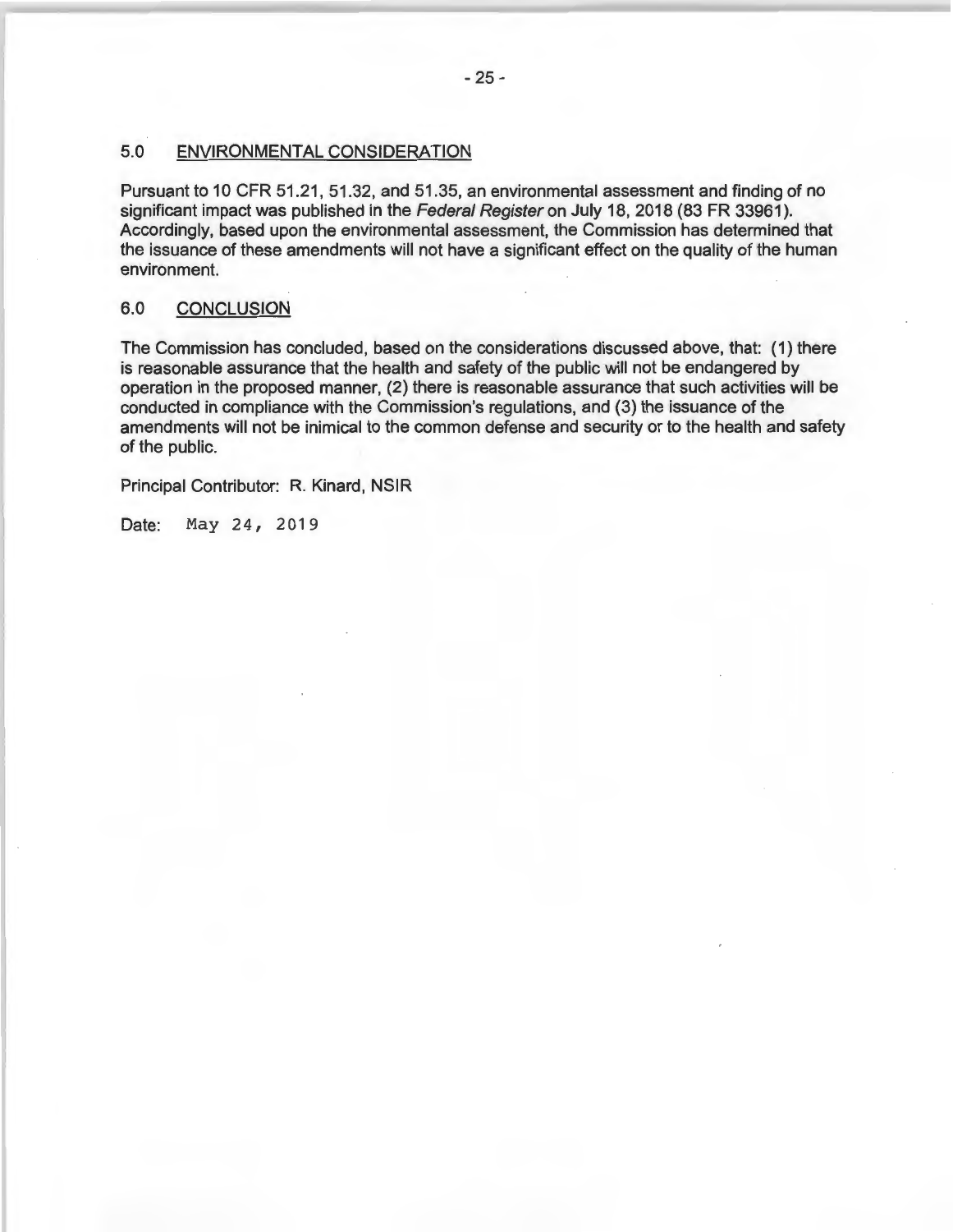## 5.0 ENVIRONMENTAL CONSIDERATION

Pursuant to 10 CFR 51.21, 51.32, and 51.35, an environmental assessment and finding of no significant impact was published in the *Federal Register* on July 18, 2018 (83 FR 33961). Accordingly, based upon the environmental assessment, the Commission has determined that the issuance of these amendments will not have a significant effect on the quality of the human environment.

## 6.0 CONCLUSION

The Commission has concluded, based on the considerations discussed above, that: (1) there is reasonable assurance that the health and safety of the public will not be endangered by operation in the proposed manner, (2) there is reasonable assurance that such activities will be conducted in compliance with the Commission's regulations, and (3) the issuance of the amendments will not be inimical to the common defense and security or to the health and safety of the public.

Principal Contributor: R. Kinard, NSIR

Date: May 24, 2019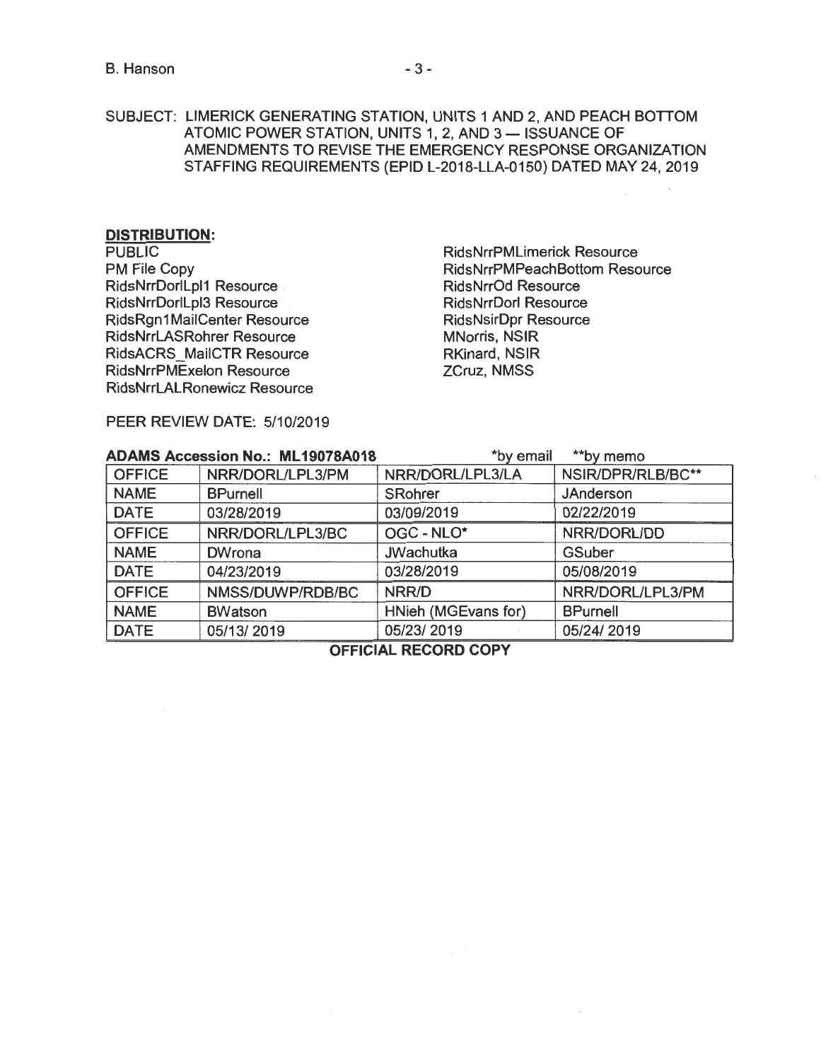SUBJECT: LIMERICK GENERATING STATION, UNITS 1 AND 2, AND PEACH BOTTOM ATOMIC POWER STATION, UNITS 1, 2, AND 3 — ISSUANCE OF AMENDMENTS TO REVISE THE EMERGENCY RESPONSE ORGANIZATION STAFFING REQUIREMENTS (EPID L-2018-LLA-0150) DATED MAY 24, 2019

**DISTRIBUTION:**

PUBLIC
PM File Copy
RidsNrrDorlLpl1 Resource
RidsNrrDorlLpl3 Resource
RidsRgn1MailCenter Resource
RidsNrrLASRohrer Resource
RidsACRS_MailCTR Resource
RidsNrrPMExelon Resource
RidsNrrLALRonewicz Resource
RidsNrrPMLimerick Resource
RidsNrrPMPeachBottom Resource
RidsNrrOd Resource
RidsNrrDorl Resource
RidsNsirDpr Resource
MNorris, NSIR
RKinard, NSIR
ZCruz, NMSS

PEER REVIEW DATE: 5/10/2019

**ADAMS Accession No.: ML19078A018** *by email **by memo

| OFFICE | NRR/DORL/LPL3/PM | NRR/DORL/LPL3/LA | NSIR/DPR/RLB/BC** |
|---|---|---|---|
| NAME | BPurnell | SRohrer | JAnderson |
| DATE | 03/28/2019 | 03/09/2019 | 02/22/2019 |
| OFFICE | NRR/DORL/LPL3/BC | OGC - NLO* | NRR/DORL/DD |
| NAME | DWrona | JWachutka | GSuber |
| DATE | 04/23/2019 | 03/28/2019 | 05/08/2019 |
| OFFICE | NMSS/DUWP/RDB/BC | NRR/D | NRR/DORL/LPL3/PM |
| NAME | BWatson | HNieh (MGEvans for) | BPurnell |
| DATE | 05/13/2019 | 05/23/2019 | 05/24/2019 |

**OFFICIAL RECORD COPY**